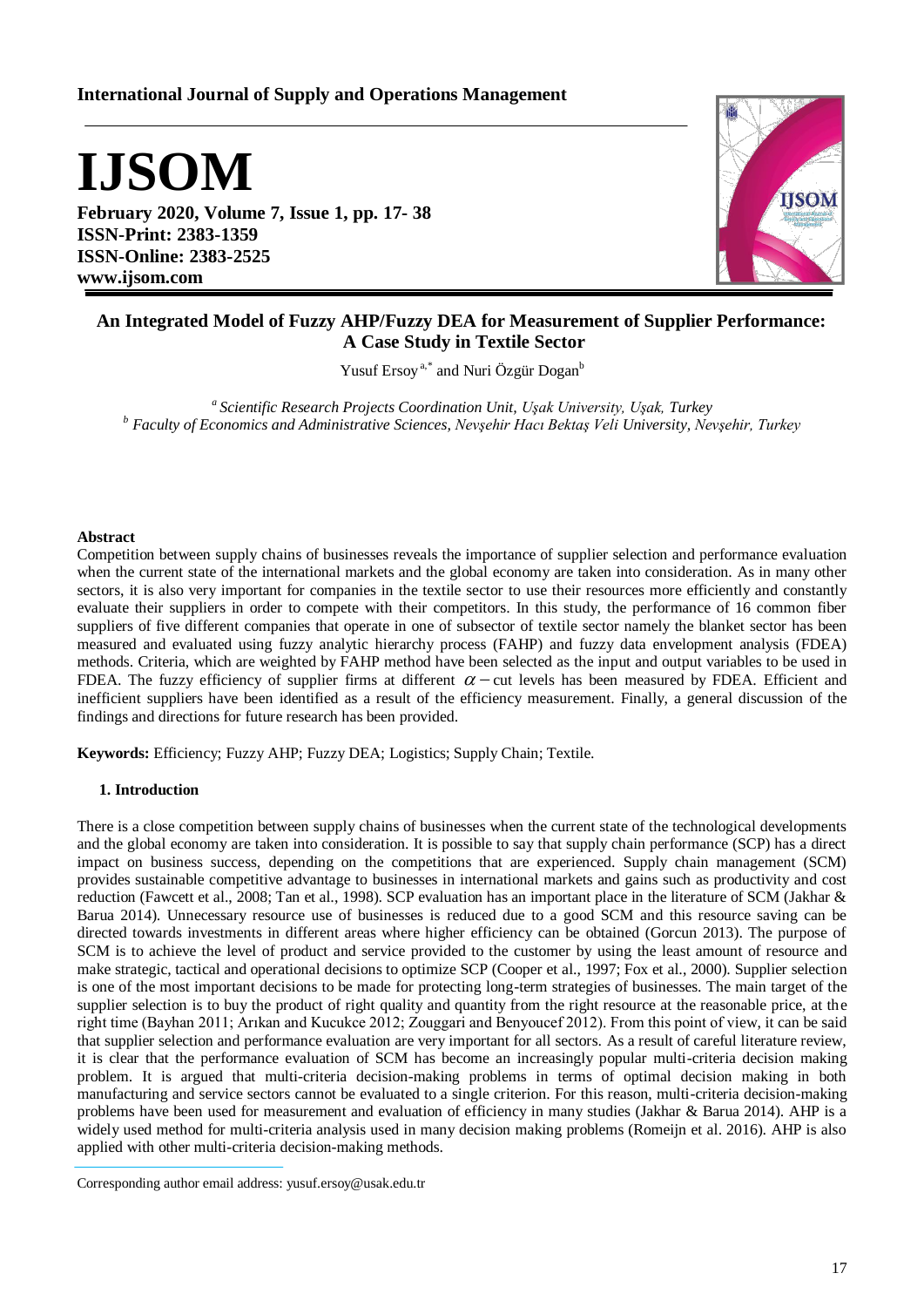**International Journal of Supply and Operations Management**

# IJSOM

**February 2020, Volume 7, Issue 1, pp. 17- 38**
**ISSN-Print: 2383-1359**
**ISSN-Online: 2383-2525**
**www.ijsom.com**

## An Integrated Model of Fuzzy AHP/Fuzzy DEA for Measurement of Supplier Performance: A Case Study in Textile Sector

Yusuf Ersoy [a,*] and Nuri Özgür Dogan [b]

[a] *Scientific Research Projects Coordination Unit, Uşak University, Uşak, Turkey*
[b] *Faculty of Economics and Administrative Sciences, Nevşehir Hacı Bektaş Veli University, Nevşehir, Turkey*

### Abstract

Competition between supply chains of businesses reveals the importance of supplier selection and performance evaluation when the current state of the international markets and the global economy are taken into consideration. As in many other sectors, it is also very important for companies in the textile sector to use their resources more efficiently and constantly evaluate their suppliers in order to compete with their competitors. In this study, the performance of 16 common fiber suppliers of five different companies that operate in one of subsector of textile sector namely the blanket sector has been measured and evaluated using fuzzy analytic hierarchy process (FAHP) and fuzzy data envelopment analysis (FDEA) methods. Criteria, which are weighted by FAHP method have been selected as the input and output variables to be used in FDEA. The fuzzy efficiency of supplier firms at different $\alpha -$cut levels has been measured by FDEA. Efficient and inefficient suppliers have been identified as a result of the efficiency measurement. Finally, a general discussion of the findings and directions for future research has been provided.

**Keywords:** Efficiency; Fuzzy AHP; Fuzzy DEA; Logistics; Supply Chain; Textile.

### 1. Introduction

There is a close competition between supply chains of businesses when the current state of the technological developments and the global economy are taken into consideration. It is possible to say that supply chain performance (SCP) has a direct impact on business success, depending on the competitions that are experienced. Supply chain management (SCM) provides sustainable competitive advantage to businesses in international markets and gains such as productivity and cost reduction (Fawcett et al., 2008; Tan et al., 1998). SCP evaluation has an important place in the literature of SCM (Jakhar & Barua 2014). Unnecessary resource use of businesses is reduced due to a good SCM and this resource saving can be directed towards investments in different areas where higher efficiency can be obtained (Gorcun 2013). The purpose of SCM is to achieve the level of product and service provided to the customer by using the least amount of resource and make strategic, tactical and operational decisions to optimize SCP (Cooper et al., 1997; Fox et al., 2000). Supplier selection is one of the most important decisions to be made for protecting long-term strategies of businesses. The main target of the supplier selection is to buy the product of right quality and quantity from the right resource at the reasonable price, at the right time (Bayhan 2011; Arıkan and Kucukce 2012; Zouggari and Benyoucef 2012). From this point of view, it can be said that supplier selection and performance evaluation are very important for all sectors. As a result of careful literature review, it is clear that the performance evaluation of SCM has become an increasingly popular multi-criteria decision making problem. It is argued that multi-criteria decision-making problems in terms of optimal decision making in both manufacturing and service sectors cannot be evaluated to a single criterion. For this reason, multi-criteria decision-making problems have been used for measurement and evaluation of efficiency in many studies (Jakhar & Barua 2014). AHP is a widely used method for multi-criteria analysis used in many decision making problems (Romeijn et al. 2016). AHP is also applied with other multi-criteria decision-making methods.

Corresponding author email address: yusuf.ersoy@usak.edu.tr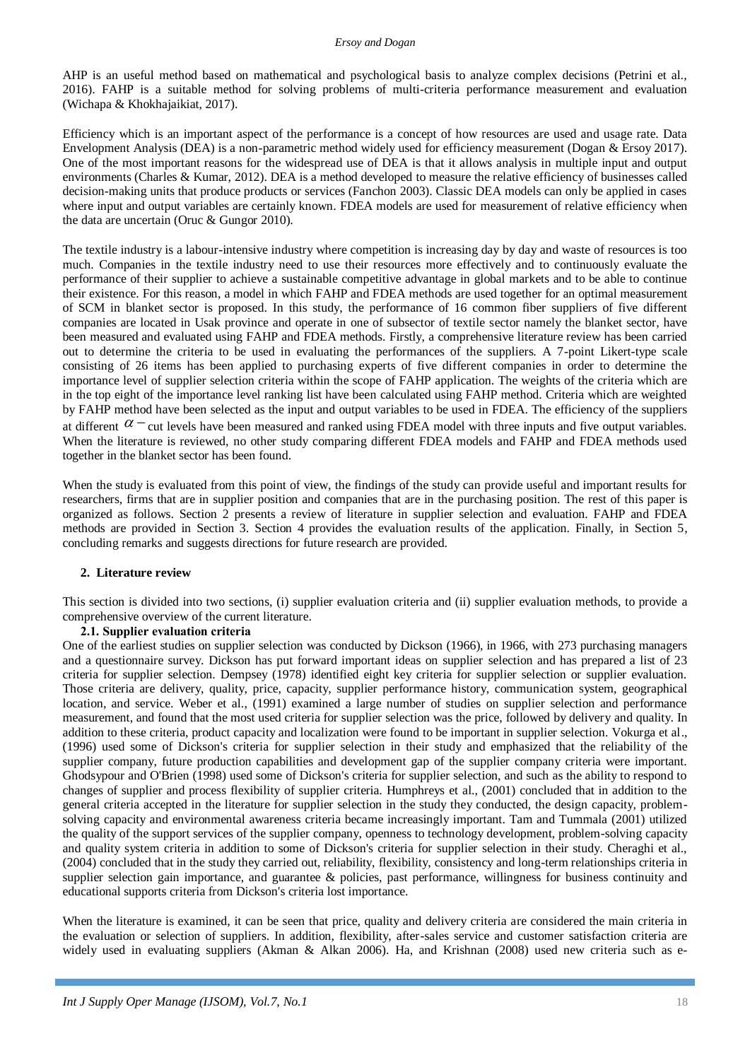AHP is an useful method based on mathematical and psychological basis to analyze complex decisions (Petrini et al., 2016). FAHP is a suitable method for solving problems of multi-criteria performance measurement and evaluation (Wichapa & Khokhajaikiat, 2017).

Efficiency which is an important aspect of the performance is a concept of how resources are used and usage rate. Data Envelopment Analysis (DEA) is a non-parametric method widely used for efficiency measurement (Dogan & Ersoy 2017). One of the most important reasons for the widespread use of DEA is that it allows analysis in multiple input and output environments (Charles & Kumar, 2012). DEA is a method developed to measure the relative efficiency of businesses called decision-making units that produce products or services (Fanchon 2003). Classic DEA models can only be applied in cases where input and output variables are certainly known. FDEA models are used for measurement of relative efficiency when the data are uncertain (Oruc & Gungor 2010).

The textile industry is a labour-intensive industry where competition is increasing day by day and waste of resources is too much. Companies in the textile industry need to use their resources more effectively and to continuously evaluate the performance of their supplier to achieve a sustainable competitive advantage in global markets and to be able to continue their existence. For this reason, a model in which FAHP and FDEA methods are used together for an optimal measurement of SCM in blanket sector is proposed. In this study, the performance of 16 common fiber suppliers of five different companies are located in Usak province and operate in one of subsector of textile sector namely the blanket sector, have been measured and evaluated using FAHP and FDEA methods. Firstly, a comprehensive literature review has been carried out to determine the criteria to be used in evaluating the performances of the suppliers. A 7-point Likert-type scale consisting of 26 items has been applied to purchasing experts of five different companies in order to determine the importance level of supplier selection criteria within the scope of FAHP application. The weights of the criteria which are in the top eight of the importance level ranking list have been calculated using FAHP method. Criteria which are weighted by FAHP method have been selected as the input and output variables to be used in FDEA. The efficiency of the suppliers at different $\alpha-$cut levels have been measured and ranked using FDEA model with three inputs and five output variables. When the literature is reviewed, no other study comparing different FDEA models and FAHP and FDEA methods used together in the blanket sector has been found.

When the study is evaluated from this point of view, the findings of the study can provide useful and important results for researchers, firms that are in supplier position and companies that are in the purchasing position. The rest of this paper is organized as follows. Section 2 presents a review of literature in supplier selection and evaluation. FAHP and FDEA methods are provided in Section 3. Section 4 provides the evaluation results of the application. Finally, in Section 5, concluding remarks and suggests directions for future research are provided.

## 2. Literature review

This section is divided into two sections, (i) supplier evaluation criteria and (ii) supplier evaluation methods, to provide a comprehensive overview of the current literature.

### 2.1. Supplier evaluation criteria

One of the earliest studies on supplier selection was conducted by Dickson (1966), in 1966, with 273 purchasing managers and a questionnaire survey. Dickson has put forward important ideas on supplier selection and has prepared a list of 23 criteria for supplier selection. Dempsey (1978) identified eight key criteria for supplier selection or supplier evaluation. Those criteria are delivery, quality, price, capacity, supplier performance history, communication system, geographical location, and service. Weber et al., (1991) examined a large number of studies on supplier selection and performance measurement, and found that the most used criteria for supplier selection was the price, followed by delivery and quality. In addition to these criteria, product capacity and localization were found to be important in supplier selection. Vokurga et al., (1996) used some of Dickson's criteria for supplier selection in their study and emphasized that the reliability of the supplier company, future production capabilities and development gap of the supplier company criteria were important. Ghodsypour and O'Brien (1998) used some of Dickson's criteria for supplier selection, and such as the ability to respond to changes of supplier and process flexibility of supplier criteria. Humphreys et al., (2001) concluded that in addition to the general criteria accepted in the literature for supplier selection in the study they conducted, the design capacity, problem-solving capacity and environmental awareness criteria became increasingly important. Tam and Tummala (2001) utilized the quality of the support services of the supplier company, openness to technology development, problem-solving capacity and quality system criteria in addition to some of Dickson's criteria for supplier selection in their study. Cheraghi et al., (2004) concluded that in the study they carried out, reliability, flexibility, consistency and long-term relationships criteria in supplier selection gain importance, and guarantee & policies, past performance, willingness for business continuity and educational supports criteria from Dickson's criteria lost importance.

When the literature is examined, it can be seen that price, quality and delivery criteria are considered the main criteria in the evaluation or selection of suppliers. In addition, flexibility, after-sales service and customer satisfaction criteria are widely used in evaluating suppliers (Akman & Alkan 2006). Ha, and Krishnan (2008) used new criteria such as e-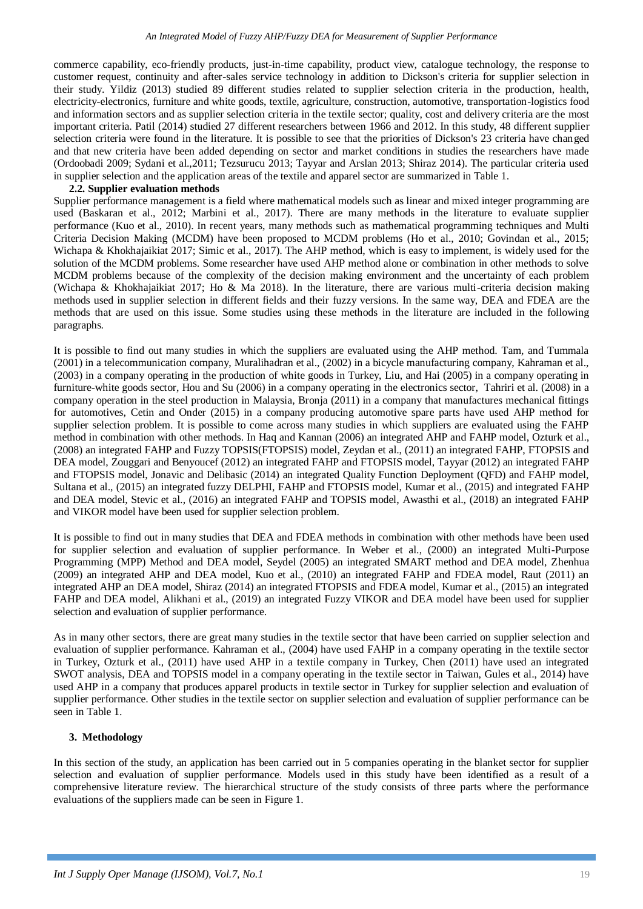commerce capability, eco-friendly products, just-in-time capability, product view, catalogue technology, the response to customer request, continuity and after-sales service technology in addition to Dickson's criteria for supplier selection in their study. Yildiz (2013) studied 89 different studies related to supplier selection criteria in the production, health, electricity-electronics, furniture and white goods, textile, agriculture, construction, automotive, transportation-logistics food and information sectors and as supplier selection criteria in the textile sector; quality, cost and delivery criteria are the most important criteria. Patil (2014) studied 27 different researchers between 1966 and 2012. In this study, 48 different supplier selection criteria were found in the literature. It is possible to see that the priorities of Dickson's 23 criteria have changed and that new criteria have been added depending on sector and market conditions in studies the researchers have made (Ordoobadi 2009; Sydani et al.,2011; Tezsurucu 2013; Tayyar and Arslan 2013; Shiraz 2014). The particular criteria used in supplier selection and the application areas of the textile and apparel sector are summarized in Table 1.

### 2.2. Supplier evaluation methods

Supplier performance management is a field where mathematical models such as linear and mixed integer programming are used (Baskaran et al., 2012; Marbini et al., 2017). There are many methods in the literature to evaluate supplier performance (Kuo et al., 2010). In recent years, many methods such as mathematical programming techniques and Multi Criteria Decision Making (MCDM) have been proposed to MCDM problems (Ho et al., 2010; Govindan et al., 2015; Wichapa & Khokhajaikiat 2017; Simic et al., 2017). The AHP method, which is easy to implement, is widely used for the solution of the MCDM problems. Some researcher have used AHP method alone or combination in other methods to solve MCDM problems because of the complexity of the decision making environment and the uncertainty of each problem (Wichapa & Khokhajaikiat 2017; Ho & Ma 2018). In the literature, there are various multi-criteria decision making methods used in supplier selection in different fields and their fuzzy versions. In the same way, DEA and FDEA are the methods that are used on this issue. Some studies using these methods in the literature are included in the following paragraphs.

It is possible to find out many studies in which the suppliers are evaluated using the AHP method. Tam, and Tummala (2001) in a telecommunication company, Muralihadran et al., (2002) in a bicycle manufacturing company, Kahraman et al., (2003) in a company operating in the production of white goods in Turkey, Liu, and Hai (2005) in a company operating in furniture-white goods sector, Hou and Su (2006) in a company operating in the electronics sector, Tahriri et al. (2008) in a company operation in the steel production in Malaysia, Bronja (2011) in a company that manufactures mechanical fittings for automotives, Cetin and Onder (2015) in a company producing automotive spare parts have used AHP method for supplier selection problem. It is possible to come across many studies in which suppliers are evaluated using the FAHP method in combination with other methods. In Haq and Kannan (2006) an integrated AHP and FAHP model, Ozturk et al., (2008) an integrated FAHP and Fuzzy TOPSIS(FTOPSIS) model, Zeydan et al., (2011) an integrated FAHP, FTOPSIS and DEA model, Zouggari and Benyoucef (2012) an integrated FAHP and FTOPSIS model, Tayyar (2012) an integrated FAHP and FTOPSIS model, Jonavic and Delibasic (2014) an integrated Quality Function Deployment (QFD) and FAHP model, Sultana et al., (2015) an integrated fuzzy DELPHI, FAHP and FTOPSIS model, Kumar et al., (2015) and integrated FAHP and DEA model, Stevic et al., (2016) an integrated FAHP and TOPSIS model, Awasthi et al., (2018) an integrated FAHP and VIKOR model have been used for supplier selection problem.

It is possible to find out in many studies that DEA and FDEA methods in combination with other methods have been used for supplier selection and evaluation of supplier performance. In Weber et al., (2000) an integrated Multi-Purpose Programming (MPP) Method and DEA model, Seydel (2005) an integrated SMART method and DEA model, Zhenhua (2009) an integrated AHP and DEA model, Kuo et al., (2010) an integrated FAHP and FDEA model, Raut (2011) an integrated AHP an DEA model, Shiraz (2014) an integrated FTOPSIS and FDEA model, Kumar et al., (2015) an integrated FAHP and DEA model, Alikhani et al., (2019) an integrated Fuzzy VIKOR and DEA model have been used for supplier selection and evaluation of supplier performance.

As in many other sectors, there are great many studies in the textile sector that have been carried on supplier selection and evaluation of supplier performance. Kahraman et al., (2004) have used FAHP in a company operating in the textile sector in Turkey, Ozturk et al., (2011) have used AHP in a textile company in Turkey, Chen (2011) have used an integrated SWOT analysis, DEA and TOPSIS model in a company operating in the textile sector in Taiwan, Gules et al., 2014) have used AHP in a company that produces apparel products in textile sector in Turkey for supplier selection and evaluation of supplier performance. Other studies in the textile sector on supplier selection and evaluation of supplier performance can be seen in Table 1.

## 3. Methodology

In this section of the study, an application has been carried out in 5 companies operating in the blanket sector for supplier selection and evaluation of supplier performance. Models used in this study have been identified as a result of a comprehensive literature review. The hierarchical structure of the study consists of three parts where the performance evaluations of the suppliers made can be seen in Figure 1.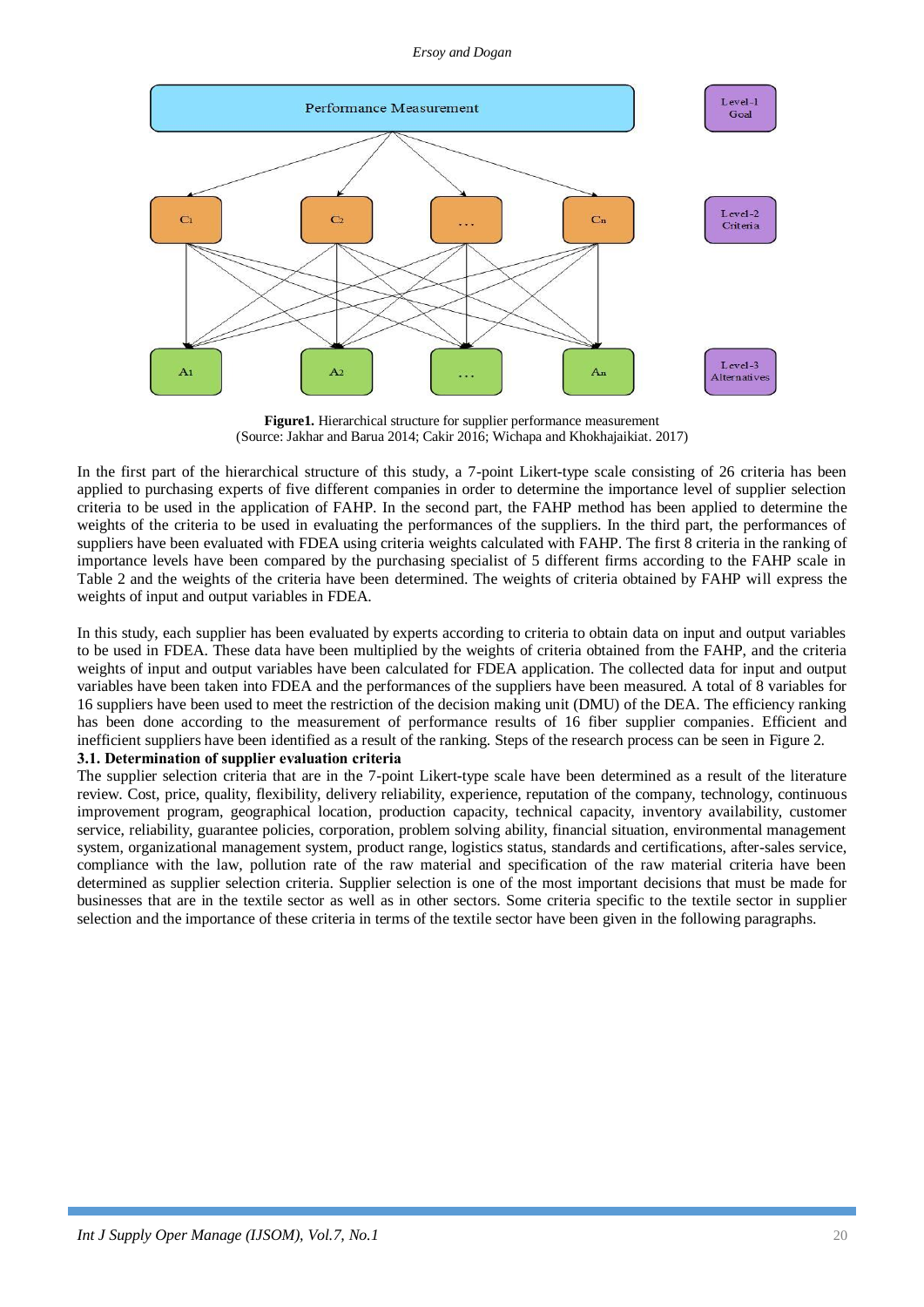**Figure1.** Hierarchical structure for supplier performance measurement
(Source: Jakhar and Barua 2014; Cakir 2016; Wichapa and Khokhajaikiat. 2017)

In the first part of the hierarchical structure of this study, a 7-point Likert-type scale consisting of 26 criteria has been applied to purchasing experts of five different companies in order to determine the importance level of supplier selection criteria to be used in the application of FAHP. In the second part, the FAHP method has been applied to determine the weights of the criteria to be used in evaluating the performances of the suppliers. In the third part, the performances of suppliers have been evaluated with FDEA using criteria weights calculated with FAHP. The first 8 criteria in the ranking of importance levels have been compared by the purchasing specialist of 5 different firms according to the FAHP scale in Table 2 and the weights of the criteria have been determined. The weights of criteria obtained by FAHP will express the weights of input and output variables in FDEA.

In this study, each supplier has been evaluated by experts according to criteria to obtain data on input and output variables to be used in FDEA. These data have been multiplied by the weights of criteria obtained from the FAHP, and the criteria weights of input and output variables have been calculated for FDEA application. The collected data for input and output variables have been taken into FDEA and the performances of the suppliers have been measured. A total of 8 variables for 16 suppliers have been used to meet the restriction of the decision making unit (DMU) of the DEA. The efficiency ranking has been done according to the measurement of performance results of 16 fiber supplier companies. Efficient and inefficient suppliers have been identified as a result of the ranking. Steps of the research process can be seen in Figure 2.

### 3.1. Determination of supplier evaluation criteria

The supplier selection criteria that are in the 7-point Likert-type scale have been determined as a result of the literature review. Cost, price, quality, flexibility, delivery reliability, experience, reputation of the company, technology, continuous improvement program, geographical location, production capacity, technical capacity, inventory availability, customer service, reliability, guarantee policies, corporation, problem solving ability, financial situation, environmental management system, organizational management system, product range, logistics status, standards and certifications, after-sales service, compliance with the law, pollution rate of the raw material and specification of the raw material criteria have been determined as supplier selection criteria. Supplier selection is one of the most important decisions that must be made for businesses that are in the textile sector as well as in other sectors. Some criteria specific to the textile sector in supplier selection and the importance of these criteria in terms of the textile sector have been given in the following paragraphs.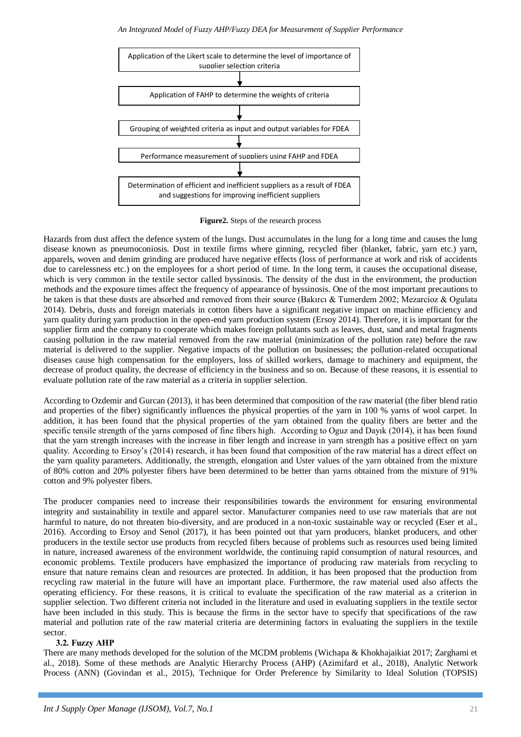Application of the Likert scale to determine the level of importance of supplier selection criteria

↓

Application of FAHP to determine the weights of criteria

↓

Grouping of weighted criteria as input and output variables for FDEA

↓

Performance measurement of suppliers using FAHP and FDEA

↓

Determination of efficient and inefficient suppliers as a result of FDEA and suggestions for improving inefficient suppliers

**Figure2.** Steps of the research process

Hazards from dust affect the defence system of the lungs. Dust accumulates in the lung for a long time and causes the lung disease known as pneumoconiosis. Dust in textile firms where ginning, recycled fiber (blanket, fabric, yarn etc.) yarn, apparels, woven and denim grinding are produced have negative effects (loss of performance at work and risk of accidents due to carelessness etc.) on the employees for a short period of time. In the long term, it causes the occupational disease, which is very common in the textile sector called byssinosis. The density of the dust in the environment, the production methods and the exposure times affect the frequency of appearance of byssinosis. One of the most important precautions to be taken is that these dusts are absorbed and removed from their source (Bakırcı & Tumerdem 2002; Mezarcioz & Ogulata 2014). Debris, dusts and foreign materials in cotton fibers have a significant negative impact on machine efficiency and yarn quality during yarn production in the open-end yarn production system (Ersoy 2014). Therefore, it is important for the supplier firm and the company to cooperate which makes foreign pollutants such as leaves, dust, sand and metal fragments causing pollution in the raw material removed from the raw material (minimization of the pollution rate) before the raw material is delivered to the supplier. Negative impacts of the pollution on businesses; the pollution-related occupational diseases cause high compensation for the employers, loss of skilled workers, damage to machinery and equipment, the decrease of product quality, the decrease of efficiency in the business and so on. Because of these reasons, it is essential to evaluate pollution rate of the raw material as a criteria in supplier selection.

According to Ozdemir and Gurcan (2013), it has been determined that composition of the raw material (the fiber blend ratio and properties of the fiber) significantly influences the physical properties of the yarn in 100 % yarns of wool carpet. In addition, it has been found that the physical properties of the yarn obtained from the quality fibers are better and the specific tensile strength of the yarns composed of fine fibers high. According to Oguz and Dayık (2014), it has been found that the yarn strength increases with the increase in fiber length and increase in yarn strength has a positive effect on yarn quality. According to Ersoy's (2014) research, it has been found that composition of the raw material has a direct effect on the yarn quality parameters. Additionally, the strength, elongation and Uster values of the yarn obtained from the mixture of 80% cotton and 20% polyester fibers have been determined to be better than yarns obtained from the mixture of 91% cotton and 9% polyester fibers.

The producer companies need to increase their responsibilities towards the environment for ensuring environmental integrity and sustainability in textile and apparel sector. Manufacturer companies need to use raw materials that are not harmful to nature, do not threaten bio-diversity, and are produced in a non-toxic sustainable way or recycled (Eser et al., 2016). According to Ersoy and Senol (2017), it has been pointed out that yarn producers, blanket producers, and other producers in the textile sector use products from recycled fibers because of problems such as resources used being limited in nature, increased awareness of the environment worldwide, the continuing rapid consumption of natural resources, and economic problems. Textile producers have emphasized the importance of producing raw materials from recycling to ensure that nature remains clean and resources are protected. In addition, it has been proposed that the production from recycling raw material in the future will have an important place. Furthermore, the raw material used also affects the operating efficiency. For these reasons, it is critical to evaluate the specification of the raw material as a criterion in supplier selection. Two different criteria not included in the literature and used in evaluating suppliers in the textile sector have been included in this study. This is because the firms in the sector have to specify that specifications of the raw material and pollution rate of the raw material criteria are determining factors in evaluating the suppliers in the textile sector.

### 3.2. Fuzzy AHP

There are many methods developed for the solution of the MCDM problems (Wichapa & Khokhajaikiat 2017; Zarghami et al., 2018). Some of these methods are Analytic Hierarchy Process (AHP) (Azimifard et al., 2018), Analytic Network Process (ANN) (Govindan et al., 2015), Technique for Order Preference by Similarity to Ideal Solution (TOPSIS)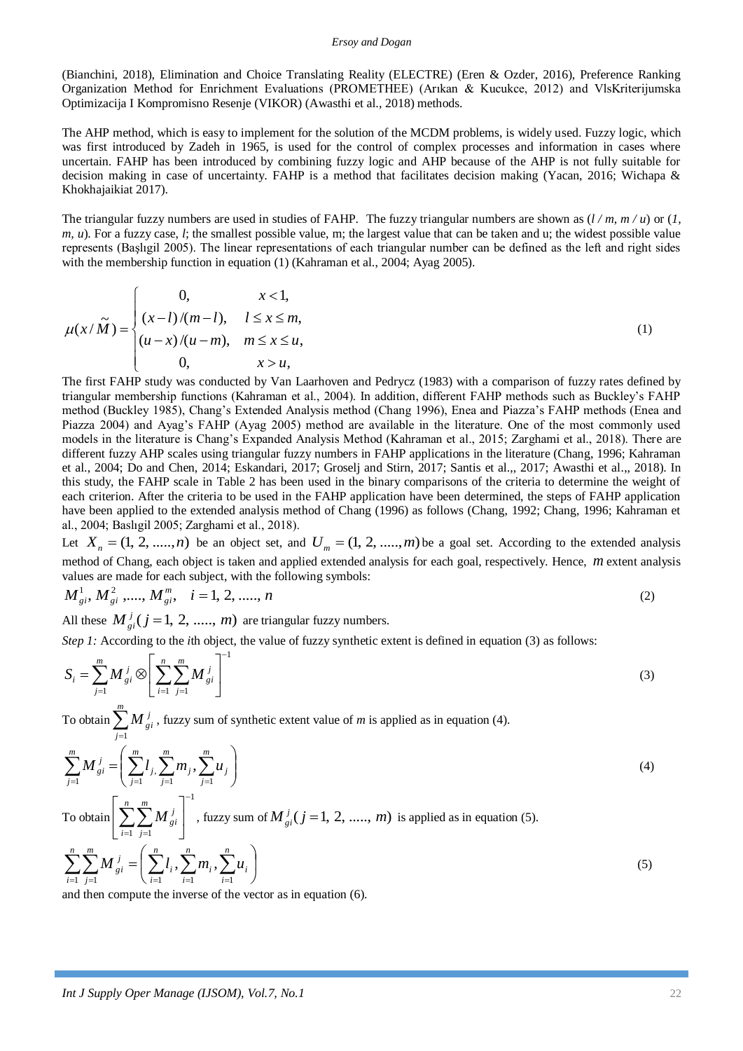(Bianchini, 2018), Elimination and Choice Translating Reality (ELECTRE) (Eren & Ozder, 2016), Preference Ranking Organization Method for Enrichment Evaluations (PROMETHEE) (Arıkan & Kucukce, 2012) and VlsKriterijumska Optimizacija I Kompromisno Resenje (VIKOR) (Awasthi et al., 2018) methods.

The AHP method, which is easy to implement for the solution of the MCDM problems, is widely used. Fuzzy logic, which was first introduced by Zadeh in 1965, is used for the control of complex processes and information in cases where uncertain. FAHP has been introduced by combining fuzzy logic and AHP because of the AHP is not fully suitable for decision making in case of uncertainty. FAHP is a method that facilitates decision making (Yacan, 2016; Wichapa & Khokhajaikiat 2017).

The triangular fuzzy numbers are used in studies of FAHP. The fuzzy triangular numbers are shown as (*l / m, m / u*) or (*1, m, u*). For a fuzzy case, *l*; the smallest possible value, m; the largest value that can be taken and u; the widest possible value represents (Başlıgil 2005). The linear representations of each triangular number can be defined as the left and right sides with the membership function in equation (1) (Kahraman et al., 2004; Ayag 2005).

$$\mu(x/\tilde{M}) = \begin{cases} 0, & x < 1, \\ (x-l)/(m-l), & l \le x \le m, \\ (u-x)/(u-m), & m \le x \le u, \\ 0, & x > u, \end{cases} \tag{1}$$

The first FAHP study was conducted by Van Laarhoven and Pedrycz (1983) with a comparison of fuzzy rates defined by triangular membership functions (Kahraman et al., 2004). In addition, different FAHP methods such as Buckley's FAHP method (Buckley 1985), Chang's Extended Analysis method (Chang 1996), Enea and Piazza's FAHP methods (Enea and Piazza 2004) and Ayag's FAHP (Ayag 2005) method are available in the literature. One of the most commonly used models in the literature is Chang's Expanded Analysis Method (Kahraman et al., 2015; Zarghami et al., 2018). There are different fuzzy AHP scales using triangular fuzzy numbers in FAHP applications in the literature (Chang, 1996; Kahraman et al., 2004; Do and Chen, 2014; Eskandari, 2017; Groselj and Stirn, 2017; Santis et al.,, 2017; Awasthi et al.,, 2018). In this study, the FAHP scale in Table 2 has been used in the binary comparisons of the criteria to determine the weight of each criterion. After the criteria to be used in the FAHP application have been determined, the steps of FAHP application have been applied to the extended analysis method of Chang (1996) as follows (Chang, 1992; Chang, 1996; Kahraman et al., 2004; Baslıgil 2005; Zarghami et al., 2018).

Let $X_n = (1, 2, \ldots, n)$ be an object set, and $U_m = (1, 2, \ldots, m)$ be a goal set. According to the extended analysis method of Chang, each object is taken and applied extended analysis for each goal, respectively. Hence, $m$ extent analysis values are made for each subject, with the following symbols:

$$M_{gi}^{1}, M_{gi}^{2}, \ldots, M_{gi}^{m}, \quad i = 1, 2, \ldots, n \tag{2}$$

All these $M_{gi}^{j} (j = 1, 2, \ldots, m)$ are triangular fuzzy numbers.

*Step 1:* According to the *i*th object, the value of fuzzy synthetic extent is defined in equation (3) as follows:

$$S_i = \sum_{j=1}^{m} M_{gi}^{j} \otimes \left[ \sum_{i=1}^{n} \sum_{j=1}^{m} M_{gi}^{j} \right]^{-1} \tag{3}$$

To obtain $\sum_{j=1}^{m} M_{gi}^{j}$, fuzzy sum of synthetic extent value of *m* is applied as in equation (4).

$$\sum_{j=1}^{m} M_{gi}^{j} = \left( \sum_{j=1}^{m} l_j, \sum_{j=1}^{m} m_j, \sum_{j=1}^{m} u_j \right) \tag{4}$$

To obtain $\left[ \sum_{i=1}^{n} \sum_{j=1}^{m} M_{gi}^{j} \right]^{-1}$, fuzzy sum of $M_{gi}^{j} (j = 1, 2, \ldots, m)$ is applied as in equation (5).

$$\sum_{i=1}^{n} \sum_{j=1}^{m} M_{gi}^{j} = \left( \sum_{i=1}^{n} l_i, \sum_{i=1}^{n} m_i, \sum_{i=1}^{n} u_i \right) \tag{5}$$

and then compute the inverse of the vector as in equation (6).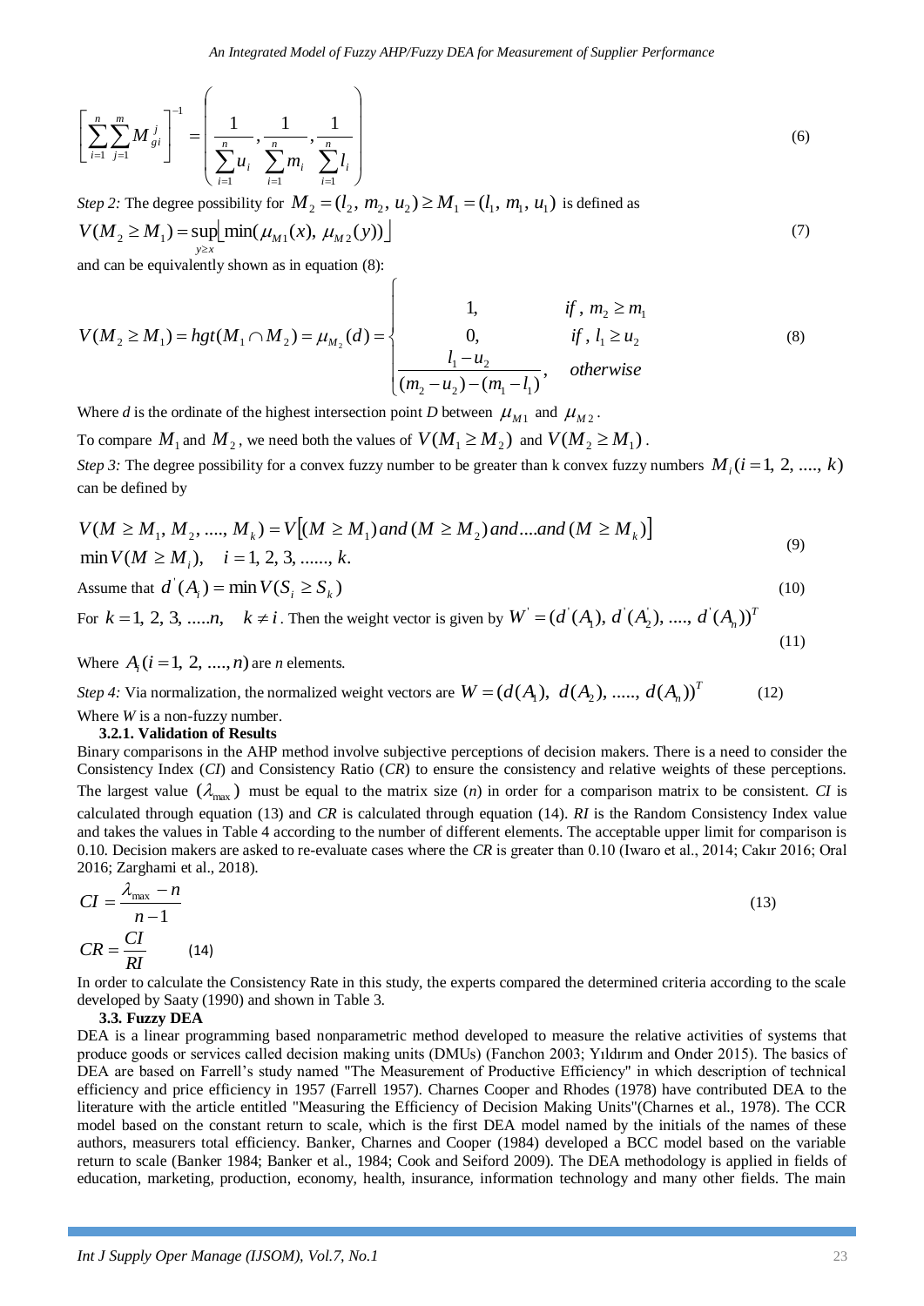$$\left[\sum_{i=1}^{n}\sum_{j=1}^{m} M_{gi}^{j}\right]^{-1} = \left(\frac{1}{\sum_{i=1}^{n} u_i}, \frac{1}{\sum_{i=1}^{n} m_i}, \frac{1}{\sum_{i=1}^{n} l_i}\right) \tag{6}$$

*Step 2:* The degree possibility for $M_2 = (l_2, m_2, u_2) \geq M_1 = (l_1, m_1, u_1)$ is defined as

$$V(M_2 \geq M_1) = \sup_{y \geq x} \left[\min(\mu_{M1}(x), \mu_{M2}(y))\right] \tag{7}$$

and can be equivalently shown as in equation (8):

$$V(M_2 \geq M_1) = hgt(M_1 \cap M_2) = \mu_{M_2}(d) = \begin{cases} 1, & if,\ m_2 \geq m_1 \\ 0, & if,\ l_1 \geq u_2 \\ \dfrac{l_1 - u_2}{(m_2 - u_2) - (m_1 - l_1)}, & otherwise \end{cases} \tag{8}$$

Where *d* is the ordinate of the highest intersection point *D* between $\mu_{M1}$ and $\mu_{M2}$.

To compare $M_1$ and $M_2$, we need both the values of $V(M_1 \geq M_2)$ and $V(M_2 \geq M_1)$.

*Step 3:* The degree possibility for a convex fuzzy number to be greater than k convex fuzzy numbers $M_i (i = 1, 2, ...., k)$ can be defined by

$$V(M \geq M_1, M_2, ...., M_k) = V\left[(M \geq M_1)\, and\, (M \geq M_2)\, and ....and\, (M \geq M_k)\right]$$
$$\min V(M \geq M_i), \quad i = 1, 2, 3, ......, k. \tag{9}$$

Assume that $d^{'}(A_i) = \min V(S_i \geq S_k)$ (10)

For $k = 1, 2, 3, .....n, \quad k \neq i$. Then the weight vector is given by $W^{'} = (d^{'}(A_1), d^{'}(A_2^{'}), ...., d^{'}(A_n))^T$ (11)

Where $A_i (i = 1, 2, ...., n)$ are *n* elements.

*Step 4:* Via normalization, the normalized weight vectors are $W = (d(A_1), d(A_2), ....., d(A_n))^T$ (12)

Where *W* is a non-fuzzy number.

### 3.2.1. Validation of Results

Binary comparisons in the AHP method involve subjective perceptions of decision makers. There is a need to consider the Consistency Index (*CI*) and Consistency Ratio (*CR*) to ensure the consistency and relative weights of these perceptions. The largest value $(\lambda_{\max})$ must be equal to the matrix size (*n*) in order for a comparison matrix to be consistent. *CI* is calculated through equation (13) and *CR* is calculated through equation (14). *RI* is the Random Consistency Index value and takes the values in Table 4 according to the number of different elements. The acceptable upper limit for comparison is 0.10. Decision makers are asked to re-evaluate cases where the *CR* is greater than 0.10 (Iwaro et al., 2014; Cakır 2016; Oral 2016; Zarghami et al., 2018).

$$CI = \frac{\lambda_{\max} - n}{n - 1} \tag{13}$$

$$CR = \frac{CI}{RI} \tag{14}$$

In order to calculate the Consistency Rate in this study, the experts compared the determined criteria according to the scale developed by Saaty (1990) and shown in Table 3.

### 3.3. Fuzzy DEA

DEA is a linear programming based nonparametric method developed to measure the relative activities of systems that produce goods or services called decision making units (DMUs) (Fanchon 2003; Yıldırım and Onder 2015). The basics of DEA are based on Farrell's study named "The Measurement of Productive Efficiency" in which description of technical efficiency and price efficiency in 1957 (Farrell 1957). Charnes Cooper and Rhodes (1978) have contributed DEA to the literature with the article entitled "Measuring the Efficiency of Decision Making Units"(Charnes et al., 1978). The CCR model based on the constant return to scale, which is the first DEA model named by the initials of the names of these authors, measurers total efficiency. Banker, Charnes and Cooper (1984) developed a BCC model based on the variable return to scale (Banker 1984; Banker et al., 1984; Cook and Seiford 2009). The DEA methodology is applied in fields of education, marketing, production, economy, health, insurance, information technology and many other fields. The main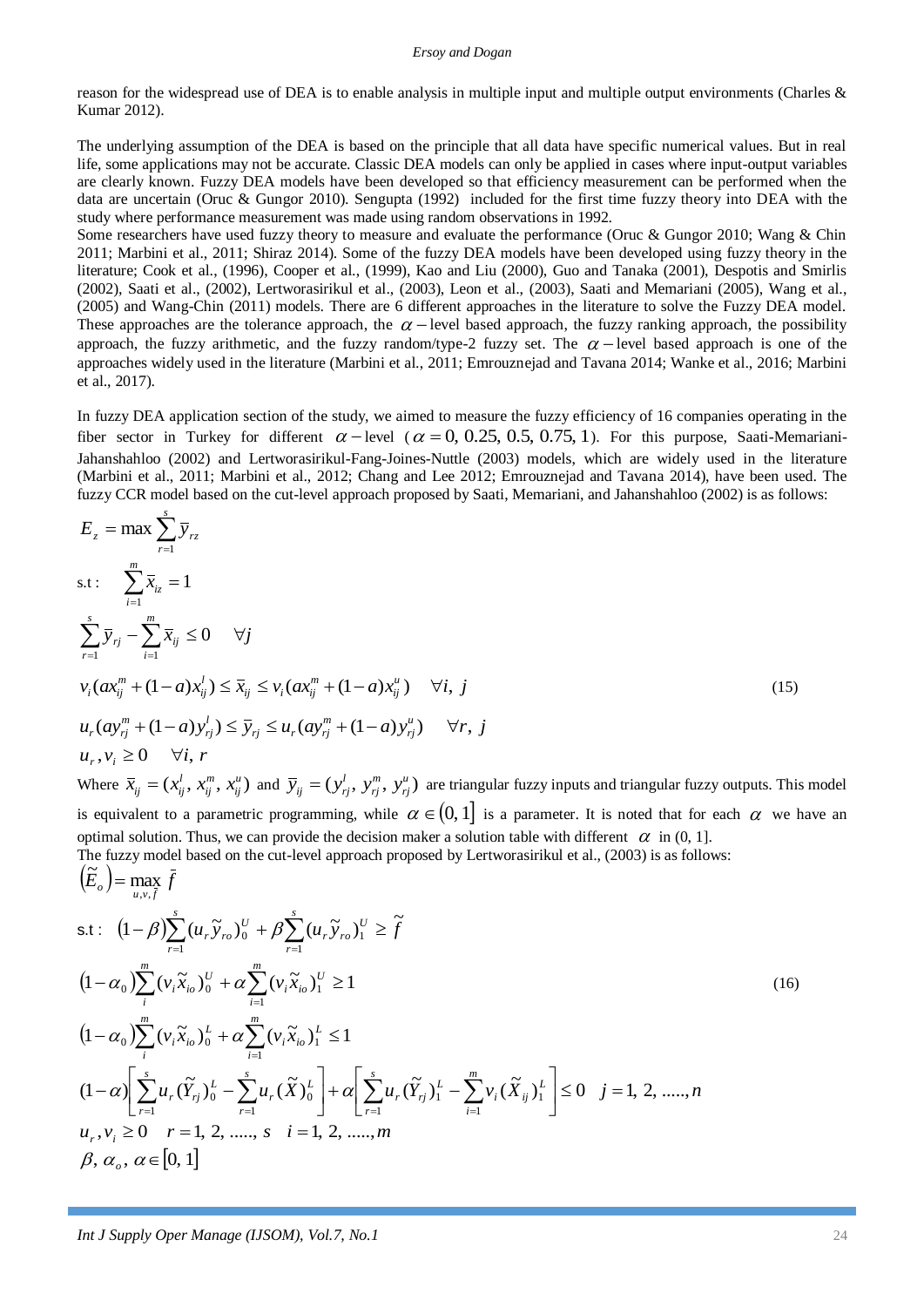reason for the widespread use of DEA is to enable analysis in multiple input and multiple output environments (Charles & Kumar 2012).

The underlying assumption of the DEA is based on the principle that all data have specific numerical values. But in real life, some applications may not be accurate. Classic DEA models can only be applied in cases where input-output variables are clearly known. Fuzzy DEA models have been developed so that efficiency measurement can be performed when the data are uncertain (Oruc & Gungor 2010). Sengupta (1992) included for the first time fuzzy theory into DEA with the study where performance measurement was made using random observations in 1992.
Some researchers have used fuzzy theory to measure and evaluate the performance (Oruc & Gungor 2010; Wang & Chin 2011; Marbini et al., 2011; Shiraz 2014). Some of the fuzzy DEA models have been developed using fuzzy theory in the literature; Cook et al., (1996), Cooper et al., (1999), Kao and Liu (2000), Guo and Tanaka (2001), Despotis and Smirlis (2002), Saati et al., (2002), Lertworasirikul et al., (2003), Leon et al., (2003), Saati and Memariani (2005), Wang et al., (2005) and Wang-Chin (2011) models. There are 6 different approaches in the literature to solve the Fuzzy DEA model. These approaches are the tolerance approach, the $\alpha -$level based approach, the fuzzy ranking approach, the possibility approach, the fuzzy arithmetic, and the fuzzy random/type-2 fuzzy set. The $\alpha -$level based approach is one of the approaches widely used in the literature (Marbini et al., 2011; Emrouznejad and Tavana 2014; Wanke et al., 2016; Marbini et al., 2017).

In fuzzy DEA application section of the study, we aimed to measure the fuzzy efficiency of 16 companies operating in the fiber sector in Turkey for different $\alpha -$level ($\alpha = 0,\ 0.25,\ 0.5,\ 0.75,\ 1$). For this purpose, Saati-Memariani-Jahanshahloo (2002) and Lertworasirikul-Fang-Joines-Nuttle (2003) models, which are widely used in the literature (Marbini et al., 2011; Marbini et al., 2012; Chang and Lee 2012; Emrouznejad and Tavana 2014), have been used. The fuzzy CCR model based on the cut-level approach proposed by Saati, Memariani, and Jahanshahloo (2002) is as follows:

$$
\begin{aligned}
& E_z = \max \sum_{r=1}^{s} \bar{y}_{rz} \\
& \text{s.t}: \quad \sum_{i=1}^{m} \bar{x}_{iz} = 1 \\
& \sum_{r=1}^{s} \bar{y}_{rj} - \sum_{i=1}^{m} \bar{x}_{ij} \le 0 \quad \forall j \\
& v_i(ax_{ij}^{m} + (1-a)x_{ij}^{l}) \le \bar{x}_{ij} \le v_i(ax_{ij}^{m} + (1-a)x_{ij}^{u}) \quad \forall i,\ j \\
& u_r(ay_{rj}^{m} + (1-a)y_{rj}^{l}) \le \bar{y}_{rj} \le u_r(ay_{rj}^{m} + (1-a)y_{rj}^{u}) \quad \forall r,\ j \\
& u_r, v_i \ge 0 \quad \forall i,\ r
\end{aligned}
\tag{15}
$$

Where $\bar{x}_{ij} = (x_{ij}^{l},\ x_{ij}^{m},\ x_{ij}^{u})$ and $\bar{y}_{ij} = (y_{rj}^{l},\ y_{rj}^{m},\ y_{rj}^{u})$ are triangular fuzzy inputs and triangular fuzzy outputs. This model is equivalent to a parametric programming, while $\alpha \in (0, 1]$ is a parameter. It is noted that for each $\alpha$ we have an optimal solution. Thus, we can provide the decision maker a solution table with different $\alpha$ in (0, 1].
The fuzzy model based on the cut-level approach proposed by Lertworasirikul et al., (2003) is as follows:

$$
\begin{aligned}
& \left(\tilde{E}_o\right) = \max_{u,v,\tilde{f}} \ \bar{f} \\
& \text{s.t}: \quad (1-\beta)\sum_{r=1}^{s} (u_r \tilde{y}_{ro})_0^{U} + \beta \sum_{r=1}^{s} (u_r \tilde{y}_{ro})_1^{U} \ge \tilde{f} \\
& (1-\alpha_0)\sum_{i}^{m} (v_i \tilde{x}_{io})_0^{U} + \alpha \sum_{i=1}^{m} (v_i \tilde{x}_{io})_1^{U} \ge 1 \\
& (1-\alpha_0)\sum_{i}^{m} (v_i \tilde{x}_{io})_0^{L} + \alpha \sum_{i=1}^{m} (v_i \tilde{x}_{io})_1^{L} \le 1 \\
& (1-\alpha)\left[\sum_{r=1}^{s} u_r (\tilde{Y}_{rj})_0^{L} - \sum_{r=1}^{s} u_r (\tilde{X})_0^{L}\right] + \alpha \left[\sum_{r=1}^{s} u_r (\tilde{Y}_{rj})_1^{L} - \sum_{i=1}^{m} v_i (\tilde{X}_{ij})_1^{L}\right] \le 0 \quad j = 1,\ 2,\ .....,n \\
& u_r, v_i \ge 0 \quad r = 1,\ 2,\ .....,\ s \quad i = 1,\ 2,\ .....,m \\
& \beta,\ \alpha_o,\ \alpha \in [0,\ 1]
\end{aligned}
\tag{16}
$$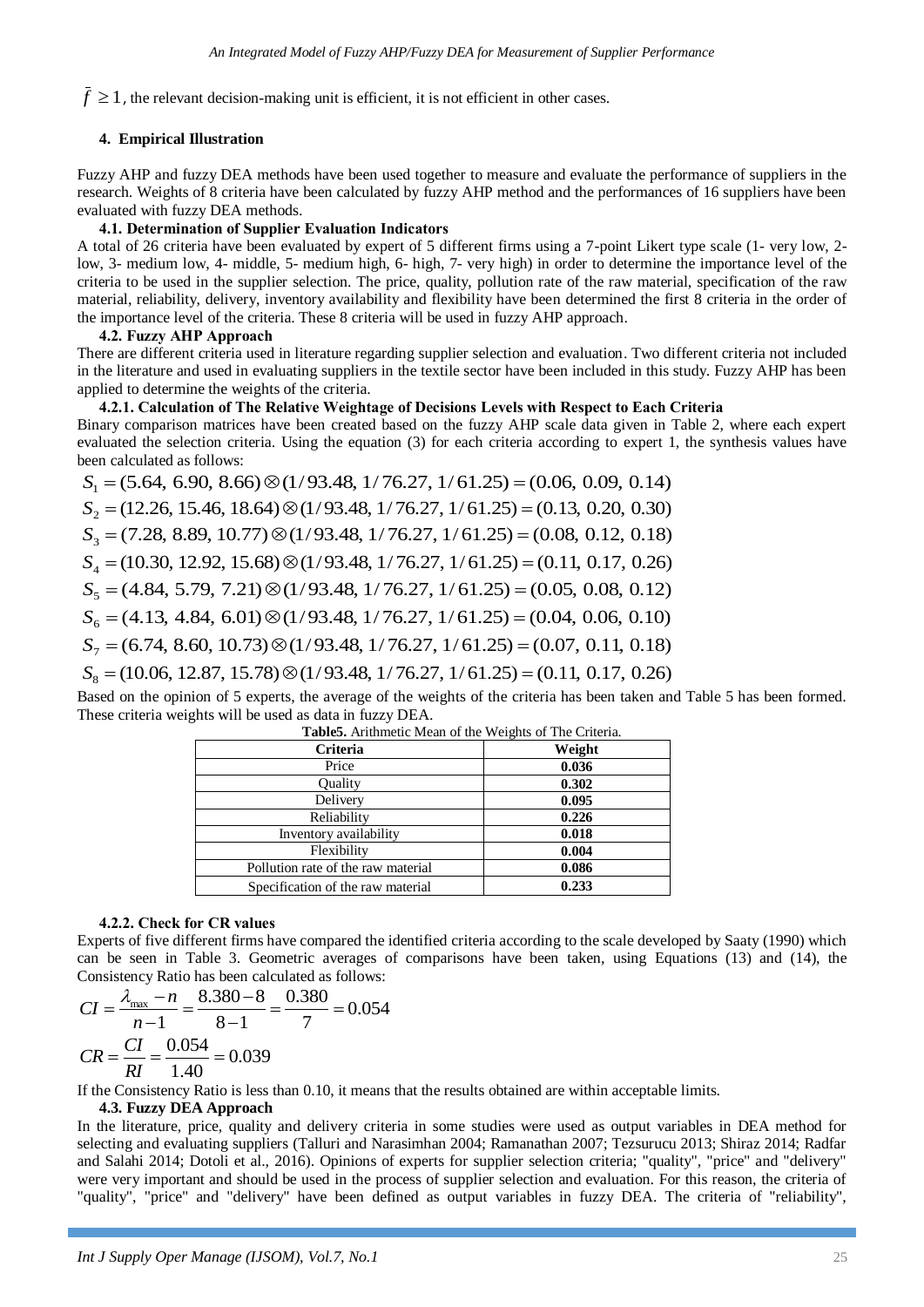$\bar{f} \geq 1$, the relevant decision-making unit is efficient, it is not efficient in other cases.

## 4. Empirical Illustration

Fuzzy AHP and fuzzy DEA methods have been used together to measure and evaluate the performance of suppliers in the research. Weights of 8 criteria have been calculated by fuzzy AHP method and the performances of 16 suppliers have been evaluated with fuzzy DEA methods.

### 4.1. Determination of Supplier Evaluation Indicators

A total of 26 criteria have been evaluated by expert of 5 different firms using a 7-point Likert type scale (1- very low, 2- low, 3- medium low, 4- middle, 5- medium high, 6- high, 7- very high) in order to determine the importance level of the criteria to be used in the supplier selection. The price, quality, pollution rate of the raw material, specification of the raw material, reliability, delivery, inventory availability and flexibility have been determined the first 8 criteria in the order of the importance level of the criteria. These 8 criteria will be used in fuzzy AHP approach.

### 4.2. Fuzzy AHP Approach

There are different criteria used in literature regarding supplier selection and evaluation. Two different criteria not included in the literature and used in evaluating suppliers in the textile sector have been included in this study. Fuzzy AHP has been applied to determine the weights of the criteria.

#### 4.2.1. Calculation of The Relative Weightage of Decisions Levels with Respect to Each Criteria

Binary comparison matrices have been created based on the fuzzy AHP scale data given in Table 2, where each expert evaluated the selection criteria. Using the equation (3) for each criteria according to expert 1, the synthesis values have been calculated as follows:

$$S_1 = (5.64,\ 6.90,\ 8.66) \otimes (1/93.48,\ 1/76.27,\ 1/61.25) = (0.06,\ 0.09,\ 0.14)$$

$$S_2 = (12.26,\ 15.46,\ 18.64) \otimes (1/93.48,\ 1/76.27,\ 1/61.25) = (0.13,\ 0.20,\ 0.30)$$

$$S_3 = (7.28,\ 8.89,\ 10.77) \otimes (1/93.48,\ 1/76.27,\ 1/61.25) = (0.08,\ 0.12,\ 0.18)$$

$$S_4 = (10.30,\ 12.92,\ 15.68) \otimes (1/93.48,\ 1/76.27,\ 1/61.25) = (0.11,\ 0.17,\ 0.26)$$

$$S_5 = (4.84,\ 5.79,\ 7.21) \otimes (1/93.48,\ 1/76.27,\ 1/61.25) = (0.05,\ 0.08,\ 0.12)$$

$$S_6 = (4.13,\ 4.84,\ 6.01) \otimes (1/93.48,\ 1/76.27,\ 1/61.25) = (0.04,\ 0.06,\ 0.10)$$

$$S_7 = (6.74,\ 8.60,\ 10.73) \otimes (1/93.48,\ 1/76.27,\ 1/61.25) = (0.07,\ 0.11,\ 0.18)$$

$$S_8 = (10.06,\ 12.87,\ 15.78) \otimes (1/93.48,\ 1/76.27,\ 1/61.25) = (0.11,\ 0.17,\ 0.26)$$

Based on the opinion of 5 experts, the average of the weights of the criteria has been taken and Table 5 has been formed. These criteria weights will be used as data in fuzzy DEA.

**Table5.** Arithmetic Mean of the Weights of The Criteria.

| Criteria | Weight |
|---|---|
| Price | **0.036** |
| Quality | **0.302** |
| Delivery | **0.095** |
| Reliability | **0.226** |
| Inventory availability | **0.018** |
| Flexibility | **0.004** |
| Pollution rate of the raw material | **0.086** |
| Specification of the raw material | **0.233** |

#### 4.2.2. Check for CR values

Experts of five different firms have compared the identified criteria according to the scale developed by Saaty (1990) which can be seen in Table 3. Geometric averages of comparisons have been taken, using Equations (13) and (14), the Consistency Ratio has been calculated as follows:

$$CI = \frac{\lambda_{\max} - n}{n-1} = \frac{8.380 - 8}{8-1} = \frac{0.380}{7} = 0.054$$

$$CR = \frac{CI}{RI} = \frac{0.054}{1.40} = 0.039$$

If the Consistency Ratio is less than 0.10, it means that the results obtained are within acceptable limits.

### 4.3. Fuzzy DEA Approach

In the literature, price, quality and delivery criteria in some studies were used as output variables in DEA method for selecting and evaluating suppliers (Talluri and Narasimhan 2004; Ramanathan 2007; Tezsurucu 2013; Shiraz 2014; Radfar and Salahi 2014; Dotoli et al., 2016). Opinions of experts for supplier selection criteria; "quality", "price" and "delivery" were very important and should be used in the process of supplier selection and evaluation. For this reason, the criteria of "quality", "price" and "delivery" have been defined as output variables in fuzzy DEA. The criteria of "reliability",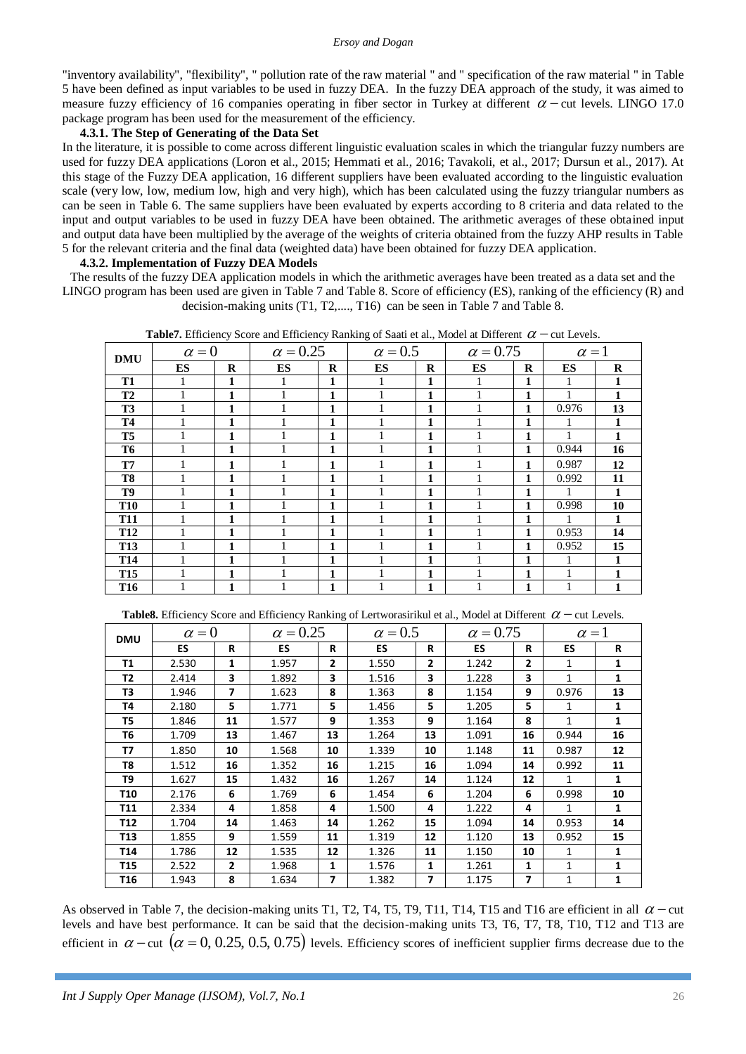"inventory availability", "flexibility", " pollution rate of the raw material " and " specification of the raw material " in Table 5 have been defined as input variables to be used in fuzzy DEA. In the fuzzy DEA approach of the study, it was aimed to measure fuzzy efficiency of 16 companies operating in fiber sector in Turkey at different $\alpha-$cut levels. LINGO 17.0 package program has been used for the measurement of the efficiency.

#### 4.3.1. The Step of Generating of the Data Set

In the literature, it is possible to come across different linguistic evaluation scales in which the triangular fuzzy numbers are used for fuzzy DEA applications (Loron et al., 2015; Hemmati et al., 2016; Tavakoli, et al., 2017; Dursun et al., 2017). At this stage of the Fuzzy DEA application, 16 different suppliers have been evaluated according to the linguistic evaluation scale (very low, low, medium low, high and very high), which has been calculated using the fuzzy triangular numbers as can be seen in Table 6. The same suppliers have been evaluated by experts according to 8 criteria and data related to the input and output variables to be used in fuzzy DEA have been obtained. The arithmetic averages of these obtained input and output data have been multiplied by the average of the weights of criteria obtained from the fuzzy AHP results in Table 5 for the relevant criteria and the final data (weighted data) have been obtained for fuzzy DEA application.

#### 4.3.2. Implementation of Fuzzy DEA Models

The results of the fuzzy DEA application models in which the arithmetic averages have been treated as a data set and the LINGO program has been used are given in Table 7 and Table 8. Score of efficiency (ES), ranking of the efficiency (R) and decision-making units (T1, T2,...., T16) can be seen in Table 7 and Table 8.

**Table7.** Efficiency Score and Efficiency Ranking of Saati et al., Model at Different $\alpha-$cut Levels.

| DMU | $\alpha=0$ | | $\alpha=0.25$ | | $\alpha=0.5$ | | $\alpha=0.75$ | | $\alpha=1$ | |
|---|---|---|---|---|---|---|---|---|---|---|
| | ES | R | ES | R | ES | R | ES | R | ES | R |
| T1 | 1 | 1 | 1 | 1 | 1 | 1 | 1 | 1 | 1 | 1 |
| T2 | 1 | 1 | 1 | 1 | 1 | 1 | 1 | 1 | 1 | 1 |
| T3 | 1 | 1 | 1 | 1 | 1 | 1 | 1 | 1 | 0.976 | 13 |
| T4 | 1 | 1 | 1 | 1 | 1 | 1 | 1 | 1 | 1 | 1 |
| T5 | 1 | 1 | 1 | 1 | 1 | 1 | 1 | 1 | 1 | 1 |
| T6 | 1 | 1 | 1 | 1 | 1 | 1 | 1 | 1 | 0.944 | 16 |
| T7 | 1 | 1 | 1 | 1 | 1 | 1 | 1 | 1 | 0.987 | 12 |
| T8 | 1 | 1 | 1 | 1 | 1 | 1 | 1 | 1 | 0.992 | 11 |
| T9 | 1 | 1 | 1 | 1 | 1 | 1 | 1 | 1 | 1 | 1 |
| T10 | 1 | 1 | 1 | 1 | 1 | 1 | 1 | 1 | 0.998 | 10 |
| T11 | 1 | 1 | 1 | 1 | 1 | 1 | 1 | 1 | 1 | 1 |
| T12 | 1 | 1 | 1 | 1 | 1 | 1 | 1 | 1 | 0.953 | 14 |
| T13 | 1 | 1 | 1 | 1 | 1 | 1 | 1 | 1 | 0.952 | 15 |
| T14 | 1 | 1 | 1 | 1 | 1 | 1 | 1 | 1 | 1 | 1 |
| T15 | 1 | 1 | 1 | 1 | 1 | 1 | 1 | 1 | 1 | 1 |
| T16 | 1 | 1 | 1 | 1 | 1 | 1 | 1 | 1 | 1 | 1 |

**Table8.** Efficiency Score and Efficiency Ranking of Lertworasirikul et al., Model at Different $\alpha-$cut Levels.

| DMU | $\alpha=0$ | | $\alpha=0.25$ | | $\alpha=0.5$ | | $\alpha=0.75$ | | $\alpha=1$ | |
|---|---|---|---|---|---|---|---|---|---|---|
| | ES | R | ES | R | ES | R | ES | R | ES | R |
| T1 | 2.530 | 1 | 1.957 | 2 | 1.550 | 2 | 1.242 | 2 | 1 | 1 |
| T2 | 2.414 | 3 | 1.892 | 3 | 1.516 | 3 | 1.228 | 3 | 1 | 1 |
| T3 | 1.946 | 7 | 1.623 | 8 | 1.363 | 8 | 1.154 | 9 | 0.976 | 13 |
| T4 | 2.180 | 5 | 1.771 | 5 | 1.456 | 5 | 1.205 | 5 | 1 | 1 |
| T5 | 1.846 | 11 | 1.577 | 9 | 1.353 | 9 | 1.164 | 8 | 1 | 1 |
| T6 | 1.709 | 13 | 1.467 | 13 | 1.264 | 13 | 1.091 | 16 | 0.944 | 16 |
| T7 | 1.850 | 10 | 1.568 | 10 | 1.339 | 10 | 1.148 | 11 | 0.987 | 12 |
| T8 | 1.512 | 16 | 1.352 | 16 | 1.215 | 16 | 1.094 | 14 | 0.992 | 11 |
| T9 | 1.627 | 15 | 1.432 | 16 | 1.267 | 14 | 1.124 | 12 | 1 | 1 |
| T10 | 2.176 | 6 | 1.769 | 6 | 1.454 | 6 | 1.204 | 6 | 0.998 | 10 |
| T11 | 2.334 | 4 | 1.858 | 4 | 1.500 | 4 | 1.222 | 4 | 1 | 1 |
| T12 | 1.704 | 14 | 1.463 | 14 | 1.262 | 15 | 1.094 | 14 | 0.953 | 14 |
| T13 | 1.855 | 9 | 1.559 | 11 | 1.319 | 12 | 1.120 | 13 | 0.952 | 15 |
| T14 | 1.786 | 12 | 1.535 | 12 | 1.326 | 11 | 1.150 | 10 | 1 | 1 |
| T15 | 2.522 | 2 | 1.968 | 1 | 1.576 | 1 | 1.261 | 1 | 1 | 1 |
| T16 | 1.943 | 8 | 1.634 | 7 | 1.382 | 7 | 1.175 | 7 | 1 | 1 |

As observed in Table 7, the decision-making units T1, T2, T4, T5, T9, T11, T14, T15 and T16 are efficient in all $\alpha-$cut levels and have best performance. It can be said that the decision-making units T3, T6, T7, T8, T10, T12 and T13 are efficient in $\alpha-$cut $(\alpha=0, 0.25, 0.5, 0.75)$ levels. Efficiency scores of inefficient supplier firms decrease due to the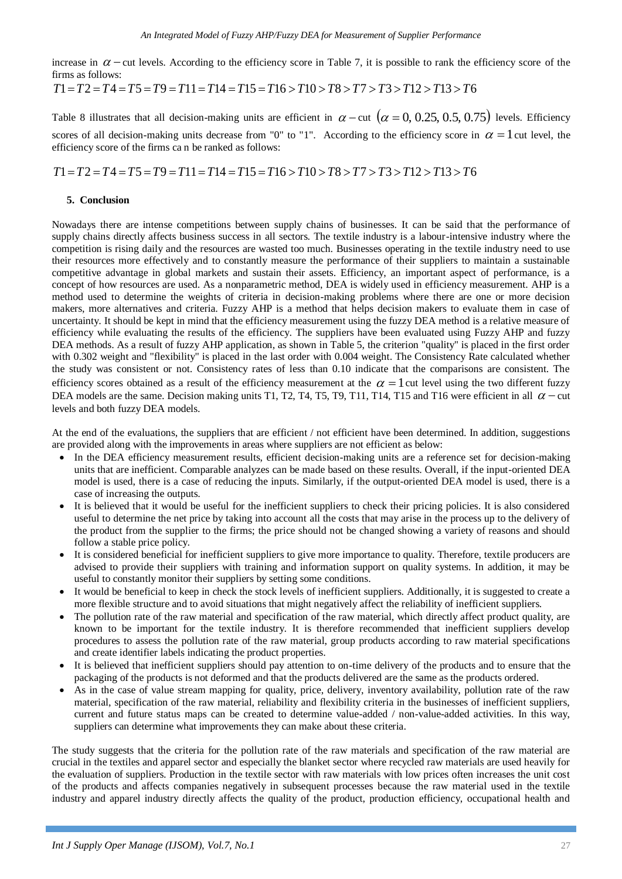increase in $\alpha -$cut levels. According to the efficiency score in Table 7, it is possible to rank the efficiency score of the firms as follows:

$$T1 = T2 = T4 = T5 = T9 = T11 = T14 = T15 = T16 > T10 > T8 > T7 > T3 > T12 > T13 > T6$$

Table 8 illustrates that all decision-making units are efficient in $\alpha -$cut $(\alpha = 0,\ 0.25,\ 0.5,\ 0.75)$ levels. Efficiency scores of all decision-making units decrease from "0" to "1". According to the efficiency score in $\alpha = 1$ cut level, the efficiency score of the firms ca n be ranked as follows:

$$T1 = T2 = T4 = T5 = T9 = T11 = T14 = T15 = T16 > T10 > T8 > T7 > T3 > T12 > T13 > T6$$

## 5. Conclusion

Nowadays there are intense competitions between supply chains of businesses. It can be said that the performance of supply chains directly affects business success in all sectors. The textile industry is a labour-intensive industry where the competition is rising daily and the resources are wasted too much. Businesses operating in the textile industry need to use their resources more effectively and to constantly measure the performance of their suppliers to maintain a sustainable competitive advantage in global markets and sustain their assets. Efficiency, an important aspect of performance, is a concept of how resources are used. As a nonparametric method, DEA is widely used in efficiency measurement. AHP is a method used to determine the weights of criteria in decision-making problems where there are one or more decision makers, more alternatives and criteria. Fuzzy AHP is a method that helps decision makers to evaluate them in case of uncertainty. It should be kept in mind that the efficiency measurement using the fuzzy DEA method is a relative measure of efficiency while evaluating the results of the efficiency. The suppliers have been evaluated using Fuzzy AHP and fuzzy DEA methods. As a result of fuzzy AHP application, as shown in Table 5, the criterion "quality" is placed in the first order with 0.302 weight and "flexibility" is placed in the last order with 0.004 weight. The Consistency Rate calculated whether the study was consistent or not. Consistency rates of less than 0.10 indicate that the comparisons are consistent. The efficiency scores obtained as a result of the efficiency measurement at the $\alpha = 1$ cut level using the two different fuzzy DEA models are the same. Decision making units T1, T2, T4, T5, T9, T11, T14, T15 and T16 were efficient in all $\alpha -$cut levels and both fuzzy DEA models.

At the end of the evaluations, the suppliers that are efficient / not efficient have been determined. In addition, suggestions are provided along with the improvements in areas where suppliers are not efficient as below:

- In the DEA efficiency measurement results, efficient decision-making units are a reference set for decision-making units that are inefficient. Comparable analyzes can be made based on these results. Overall, if the input-oriented DEA model is used, there is a case of reducing the inputs. Similarly, if the output-oriented DEA model is used, there is a case of increasing the outputs.
- It is believed that it would be useful for the inefficient suppliers to check their pricing policies. It is also considered useful to determine the net price by taking into account all the costs that may arise in the process up to the delivery of the product from the supplier to the firms; the price should not be changed showing a variety of reasons and should follow a stable price policy.
- It is considered beneficial for inefficient suppliers to give more importance to quality. Therefore, textile producers are advised to provide their suppliers with training and information support on quality systems. In addition, it may be useful to constantly monitor their suppliers by setting some conditions.
- It would be beneficial to keep in check the stock levels of inefficient suppliers. Additionally, it is suggested to create a more flexible structure and to avoid situations that might negatively affect the reliability of inefficient suppliers.
- The pollution rate of the raw material and specification of the raw material, which directly affect product quality, are known to be important for the textile industry. It is therefore recommended that inefficient suppliers develop procedures to assess the pollution rate of the raw material, group products according to raw material specifications and create identifier labels indicating the product properties.
- It is believed that inefficient suppliers should pay attention to on-time delivery of the products and to ensure that the packaging of the products is not deformed and that the products delivered are the same as the products ordered.
- As in the case of value stream mapping for quality, price, delivery, inventory availability, pollution rate of the raw material, specification of the raw material, reliability and flexibility criteria in the businesses of inefficient suppliers, current and future status maps can be created to determine value-added / non-value-added activities. In this way, suppliers can determine what improvements they can make about these criteria.

The study suggests that the criteria for the pollution rate of the raw materials and specification of the raw material are crucial in the textiles and apparel sector and especially the blanket sector where recycled raw materials are used heavily for the evaluation of suppliers. Production in the textile sector with raw materials with low prices often increases the unit cost of the products and affects companies negatively in subsequent processes because the raw material used in the textile industry and apparel industry directly affects the quality of the product, production efficiency, occupational health and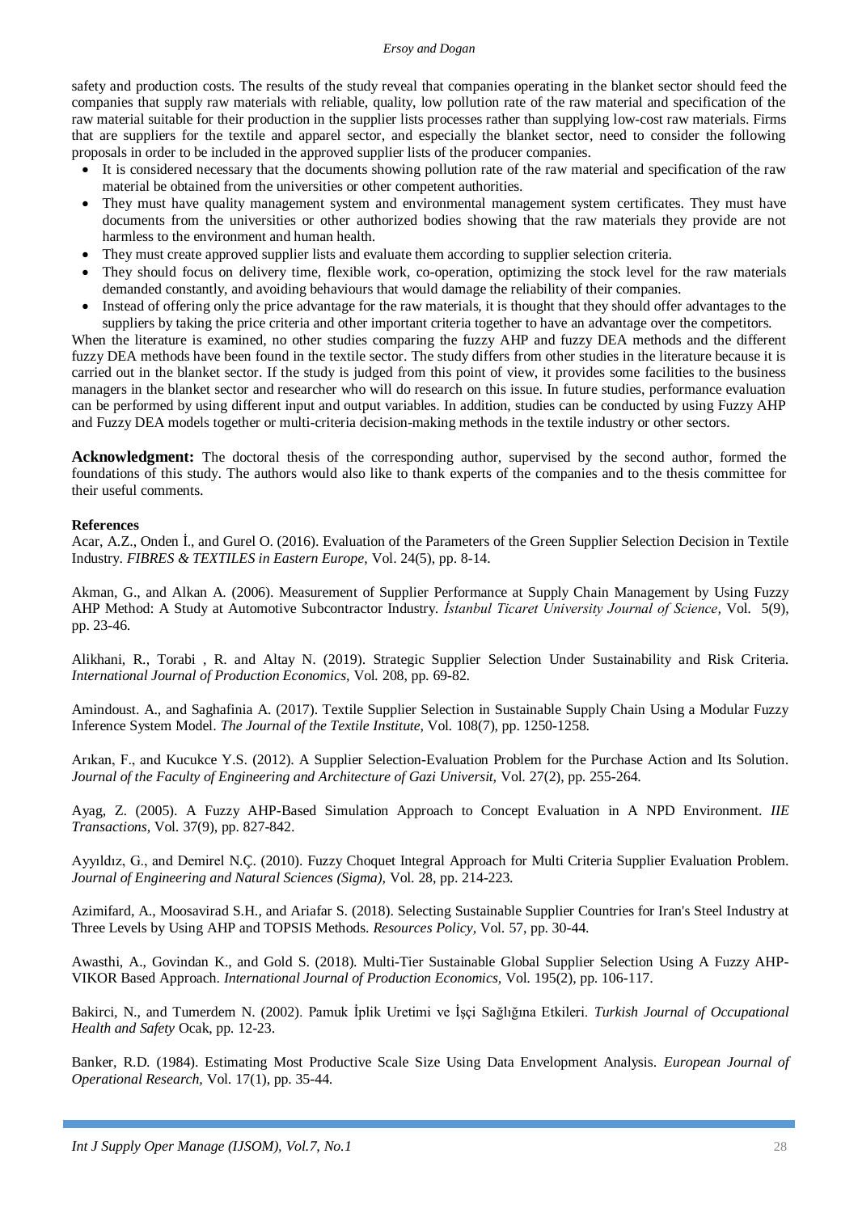safety and production costs. The results of the study reveal that companies operating in the blanket sector should feed the companies that supply raw materials with reliable, quality, low pollution rate of the raw material and specification of the raw material suitable for their production in the supplier lists processes rather than supplying low-cost raw materials. Firms that are suppliers for the textile and apparel sector, and especially the blanket sector, need to consider the following proposals in order to be included in the approved supplier lists of the producer companies.

- It is considered necessary that the documents showing pollution rate of the raw material and specification of the raw material be obtained from the universities or other competent authorities.
- They must have quality management system and environmental management system certificates. They must have documents from the universities or other authorized bodies showing that the raw materials they provide are not harmless to the environment and human health.
- They must create approved supplier lists and evaluate them according to supplier selection criteria.
- They should focus on delivery time, flexible work, co-operation, optimizing the stock level for the raw materials demanded constantly, and avoiding behaviours that would damage the reliability of their companies.
- Instead of offering only the price advantage for the raw materials, it is thought that they should offer advantages to the suppliers by taking the price criteria and other important criteria together to have an advantage over the competitors.

When the literature is examined, no other studies comparing the fuzzy AHP and fuzzy DEA methods and the different fuzzy DEA methods have been found in the textile sector. The study differs from other studies in the literature because it is carried out in the blanket sector. If the study is judged from this point of view, it provides some facilities to the business managers in the blanket sector and researcher who will do research on this issue. In future studies, performance evaluation can be performed by using different input and output variables. In addition, studies can be conducted by using Fuzzy AHP and Fuzzy DEA models together or multi-criteria decision-making methods in the textile industry or other sectors.

**Acknowledgment:** The doctoral thesis of the corresponding author, supervised by the second author, formed the foundations of this study. The authors would also like to thank experts of the companies and to the thesis committee for their useful comments.

**References**

Acar, A.Z., Onden İ., and Gurel O. (2016). Evaluation of the Parameters of the Green Supplier Selection Decision in Textile Industry. *FIBRES & TEXTILES in Eastern Europe*, Vol. 24(5), pp. 8-14.

Akman, G., and Alkan A. (2006). Measurement of Supplier Performance at Supply Chain Management by Using Fuzzy AHP Method: A Study at Automotive Subcontractor Industry. *İstanbul Ticaret University Journal of Science,* Vol. 5(9), pp. 23-46.

Alikhani, R., Torabi , R. and Altay N. (2019). Strategic Supplier Selection Under Sustainability and Risk Criteria. *International Journal of Production Economics*, Vol. 208, pp. 69-82.

Amindoust. A., and Saghafinia A. (2017). Textile Supplier Selection in Sustainable Supply Chain Using a Modular Fuzzy Inference System Model. *The Journal of the Textile Institute,* Vol. 108(7), pp. 1250-1258.

Arıkan, F., and Kucukce Y.S. (2012). A Supplier Selection-Evaluation Problem for the Purchase Action and Its Solution. *Journal of the Faculty of Engineering and Architecture of Gazi Universit,* Vol. 27(2), pp. 255-264.

Ayag, Z. (2005). A Fuzzy AHP-Based Simulation Approach to Concept Evaluation in A NPD Environment. *IIE Transactions,* Vol. 37(9), pp. 827-842.

Ayyıldız, G., and Demirel N.Ç. (2010). Fuzzy Choquet Integral Approach for Multi Criteria Supplier Evaluation Problem. *Journal of Engineering and Natural Sciences (Sigma),* Vol. 28, pp. 214-223.

Azimifard, A., Moosavirad S.H., and Ariafar S. (2018). Selecting Sustainable Supplier Countries for Iran's Steel Industry at Three Levels by Using AHP and TOPSIS Methods. *Resources Policy,* Vol. 57, pp. 30-44.

Awasthi, A., Govindan K., and Gold S. (2018). Multi-Tier Sustainable Global Supplier Selection Using A Fuzzy AHP-VIKOR Based Approach. *International Journal of Production Economics,* Vol. 195(2), pp. 106-117.

Bakirci, N., and Tumerdem N. (2002). Pamuk İplik Uretimi ve İşçi Sağlığına Etkileri. *Turkish Journal of Occupational Health and Safety* Ocak, pp. 12-23.

Banker, R.D. (1984). Estimating Most Productive Scale Size Using Data Envelopment Analysis. *European Journal of Operational Research,* Vol. 17(1), pp. 35-44.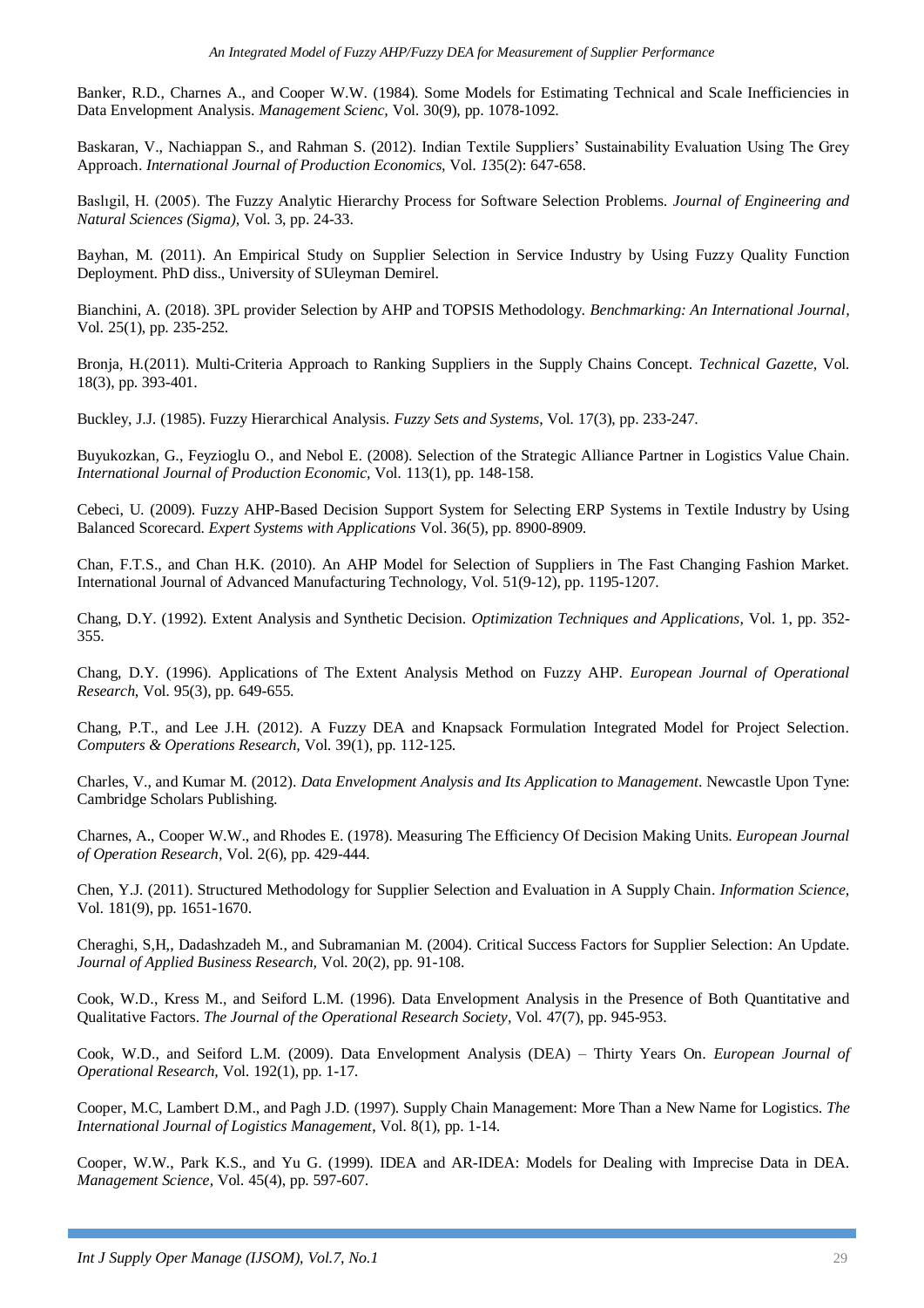Banker, R.D., Charnes A., and Cooper W.W. (1984). Some Models for Estimating Technical and Scale Inefficiencies in Data Envelopment Analysis. *Management Scienc*, Vol. 30(9), pp. 1078-1092.

Baskaran, V., Nachiappan S., and Rahman S. (2012). Indian Textile Suppliers' Sustainability Evaluation Using The Grey Approach. *International Journal of Production Economics*, Vol. *1*35(2): 647-658.

Baslıgil, H. (2005). The Fuzzy Analytic Hierarchy Process for Software Selection Problems. *Journal of Engineering and Natural Sciences (Sigma)*, Vol. 3, pp. 24-33.

Bayhan, M. (2011). An Empirical Study on Supplier Selection in Service Industry by Using Fuzzy Quality Function Deployment. PhD diss., University of SUleyman Demirel.

Bianchini, A. (2018). 3PL provider Selection by AHP and TOPSIS Methodology. *Benchmarking: An International Journal*, Vol. 25(1), pp. 235-252.

Bronja, H.(2011). Multi-Criteria Approach to Ranking Suppliers in the Supply Chains Concept. *Technical Gazette*, Vol. 18(3), pp. 393-401.

Buckley, J.J. (1985). Fuzzy Hierarchical Analysis. *Fuzzy Sets and Systems*, Vol. 17(3), pp. 233-247.

Buyukozkan, G., Feyzioglu O., and Nebol E. (2008). Selection of the Strategic Alliance Partner in Logistics Value Chain. *International Journal of Production Economic*, Vol. 113(1), pp. 148-158.

Cebeci, U. (2009). Fuzzy AHP-Based Decision Support System for Selecting ERP Systems in Textile Industry by Using Balanced Scorecard. *Expert Systems with Applications* Vol. 36(5), pp. 8900-8909.

Chan, F.T.S., and Chan H.K. (2010). An AHP Model for Selection of Suppliers in The Fast Changing Fashion Market. International Journal of Advanced Manufacturing Technology, Vol. 51(9-12), pp. 1195-1207.

Chang, D.Y. (1992). Extent Analysis and Synthetic Decision. *Optimization Techniques and Applications*, Vol. 1, pp. 352-355.

Chang, D.Y. (1996). Applications of The Extent Analysis Method on Fuzzy AHP. *European Journal of Operational Research*, Vol. 95(3), pp. 649-655.

Chang, P.T., and Lee J.H. (2012). A Fuzzy DEA and Knapsack Formulation Integrated Model for Project Selection. *Computers & Operations Research*, Vol. 39(1), pp. 112-125.

Charles, V., and Kumar M. (2012). *Data Envelopment Analysis and Its Application to Management*. Newcastle Upon Tyne: Cambridge Scholars Publishing.

Charnes, A., Cooper W.W., and Rhodes E. (1978). Measuring The Efficiency Of Decision Making Units. *European Journal of Operation Research*, Vol. 2(6), pp. 429-444.

Chen, Y.J. (2011). Structured Methodology for Supplier Selection and Evaluation in A Supply Chain. *Information Science*, Vol. 181(9), pp. 1651-1670.

Cheraghi, S,H,, Dadashzadeh M., and Subramanian M. (2004). Critical Success Factors for Supplier Selection: An Update. *Journal of Applied Business Research*, Vol. 20(2), pp. 91-108.

Cook, W.D., Kress M., and Seiford L.M. (1996). Data Envelopment Analysis in the Presence of Both Quantitative and Qualitative Factors. *The Journal of the Operational Research Society*, Vol. 47(7), pp. 945-953.

Cook, W.D., and Seiford L.M. (2009). Data Envelopment Analysis (DEA) – Thirty Years On. *European Journal of Operational Research*, Vol. 192(1), pp. 1-17.

Cooper, M.C, Lambert D.M., and Pagh J.D. (1997). Supply Chain Management: More Than a New Name for Logistics. *The International Journal of Logistics Management*, Vol. 8(1), pp. 1-14.

Cooper, W.W., Park K.S., and Yu G. (1999). IDEA and AR-IDEA: Models for Dealing with Imprecise Data in DEA. *Management Science*, Vol. 45(4), pp. 597-607.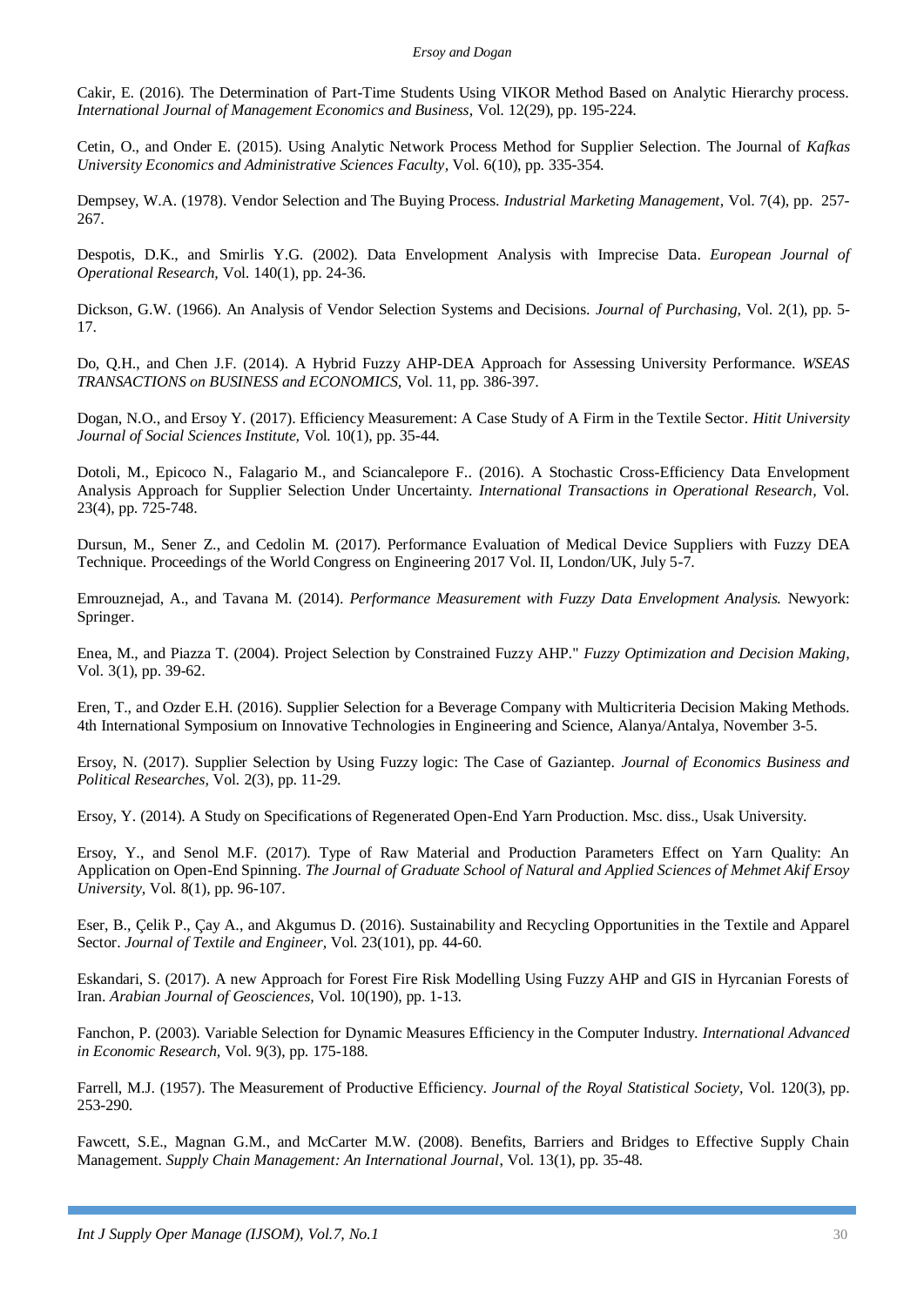Cakir, E. (2016). The Determination of Part-Time Students Using VIKOR Method Based on Analytic Hierarchy process. *International Journal of Management Economics and Business,* Vol. 12(29), pp. 195-224.

Cetin, O., and Onder E. (2015). Using Analytic Network Process Method for Supplier Selection. The Journal of *Kafkas University Economics and Administrative Sciences Faculty,* Vol. 6(10), pp. 335-354.

Dempsey, W.A. (1978). Vendor Selection and The Buying Process. *Industrial Marketing Management,* Vol. 7(4), pp. 257-267.

Despotis, D.K., and Smirlis Y.G. (2002). Data Envelopment Analysis with Imprecise Data. *European Journal of Operational Research,* Vol. 140(1), pp. 24-36.

Dickson, G.W. (1966). An Analysis of Vendor Selection Systems and Decisions. *Journal of Purchasing,* Vol. 2(1), pp. 5-17.

Do, Q.H., and Chen J.F. (2014). A Hybrid Fuzzy AHP-DEA Approach for Assessing University Performance. *WSEAS TRANSACTIONS on BUSINESS and ECONOMICS,* Vol. 11, pp. 386-397.

Dogan, N.O., and Ersoy Y. (2017). Efficiency Measurement: A Case Study of A Firm in the Textile Sector. *Hitit University Journal of Social Sciences Institute,* Vol. 10(1), pp. 35-44.

Dotoli, M., Epicoco N., Falagario M., and Sciancalepore F.. (2016). A Stochastic Cross-Efficiency Data Envelopment Analysis Approach for Supplier Selection Under Uncertainty. *International Transactions in Operational Research,* Vol. 23(4), pp. 725-748.

Dursun, M., Sener Z., and Cedolin M. (2017). Performance Evaluation of Medical Device Suppliers with Fuzzy DEA Technique. Proceedings of the World Congress on Engineering 2017 Vol. II, London/UK, July 5-7.

Emrouznejad, A., and Tavana M. (2014). *Performance Measurement with Fuzzy Data Envelopment Analysis.* Newyork: Springer.

Enea, M., and Piazza T. (2004). Project Selection by Constrained Fuzzy AHP." *Fuzzy Optimization and Decision Making,* Vol. 3(1), pp. 39-62.

Eren, T., and Ozder E.H. (2016). Supplier Selection for a Beverage Company with Multicriteria Decision Making Methods. 4th International Symposium on Innovative Technologies in Engineering and Science, Alanya/Antalya, November 3-5.

Ersoy, N. (2017). Supplier Selection by Using Fuzzy logic: The Case of Gaziantep. *Journal of Economics Business and Political Researches,* Vol. 2(3), pp. 11-29.

Ersoy, Y. (2014). A Study on Specifications of Regenerated Open-End Yarn Production. Msc. diss., Usak University.

Ersoy, Y., and Senol M.F. (2017). Type of Raw Material and Production Parameters Effect on Yarn Quality: An Application on Open-End Spinning. *The Journal of Graduate School of Natural and Applied Sciences of Mehmet Akif Ersoy University,* Vol. 8(1), pp. 96-107.

Eser, B., Çelik P., Çay A., and Akgumus D. (2016). Sustainability and Recycling Opportunities in the Textile and Apparel Sector. *Journal of Textile and Engineer,* Vol. 23(101), pp. 44-60.

Eskandari, S. (2017). A new Approach for Forest Fire Risk Modelling Using Fuzzy AHP and GIS in Hyrcanian Forests of Iran. *Arabian Journal of Geosciences,* Vol. 10(190), pp. 1-13.

Fanchon, P. (2003). Variable Selection for Dynamic Measures Efficiency in the Computer Industry. *International Advanced in Economic Research,* Vol. 9(3), pp. 175-188.

Farrell, M.J. (1957). The Measurement of Productive Efficiency. *Journal of the Royal Statistical Society,* Vol. 120(3), pp. 253-290.

Fawcett, S.E., Magnan G.M., and McCarter M.W. (2008). Benefits, Barriers and Bridges to Effective Supply Chain Management. *Supply Chain Management: An International Journal,* Vol. 13(1), pp. 35-48.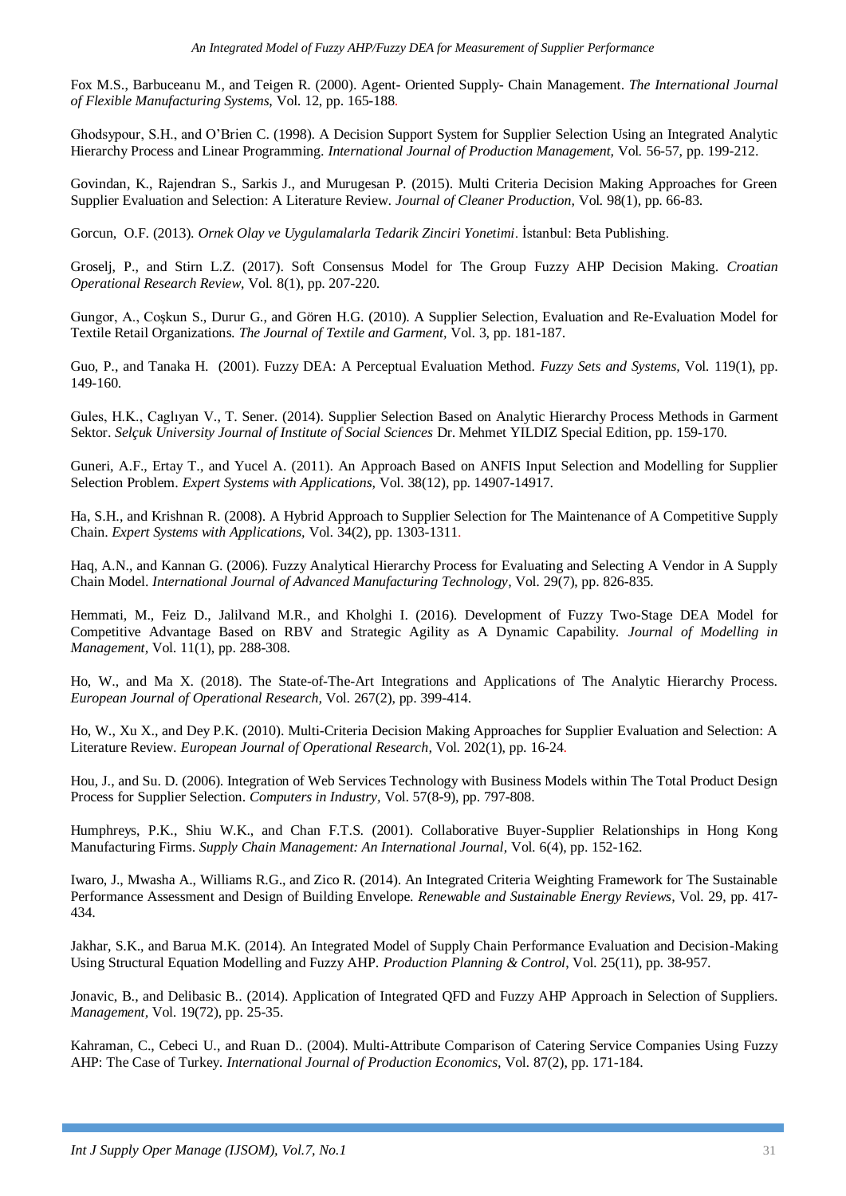Fox M.S., Barbuceanu M., and Teigen R. (2000). Agent- Oriented Supply- Chain Management. *The International Journal of Flexible Manufacturing Systems*, Vol. 12, pp. 165-188.

Ghodsypour, S.H., and O'Brien C. (1998). A Decision Support System for Supplier Selection Using an Integrated Analytic Hierarchy Process and Linear Programming. *International Journal of Production Management*, Vol. 56-57, pp. 199-212.

Govindan, K., Rajendran S., Sarkis J., and Murugesan P. (2015). Multi Criteria Decision Making Approaches for Green Supplier Evaluation and Selection: A Literature Review. *Journal of Cleaner Production*, Vol. 98(1), pp. 66-83.

Gorcun, O.F. (2013). *Ornek Olay ve Uygulamalarla Tedarik Zinciri Yonetimi*. İstanbul: Beta Publishing.

Groselj, P., and Stirn L.Z. (2017). Soft Consensus Model for The Group Fuzzy AHP Decision Making. *Croatian Operational Research Review*, Vol. 8(1), pp. 207-220.

Gungor, A., Coşkun S., Durur G., and Gören H.G. (2010). A Supplier Selection, Evaluation and Re-Evaluation Model for Textile Retail Organizations. *The Journal of Textile and Garment*, Vol. 3, pp. 181-187.

Guo, P., and Tanaka H. (2001). Fuzzy DEA: A Perceptual Evaluation Method. *Fuzzy Sets and Systems*, Vol. 119(1), pp. 149-160.

Gules, H.K., Caglıyan V., T. Sener. (2014). Supplier Selection Based on Analytic Hierarchy Process Methods in Garment Sektor. *Selçuk University Journal of Institute of Social Sciences* Dr. Mehmet YILDIZ Special Edition, pp. 159-170.

Guneri, A.F., Ertay T., and Yucel A. (2011). An Approach Based on ANFIS Input Selection and Modelling for Supplier Selection Problem. *Expert Systems with Applications*, Vol. 38(12), pp. 14907-14917.

Ha, S.H., and Krishnan R. (2008). A Hybrid Approach to Supplier Selection for The Maintenance of A Competitive Supply Chain. *Expert Systems with Applications*, Vol. 34(2), pp. 1303-1311.

Haq, A.N., and Kannan G. (2006). Fuzzy Analytical Hierarchy Process for Evaluating and Selecting A Vendor in A Supply Chain Model. *International Journal of Advanced Manufacturing Technology*, Vol. 29(7), pp. 826-835.

Hemmati, M., Feiz D., Jalilvand M.R., and Kholghi I. (2016). Development of Fuzzy Two-Stage DEA Model for Competitive Advantage Based on RBV and Strategic Agility as A Dynamic Capability. *Journal of Modelling in Management*, Vol. 11(1), pp. 288-308.

Ho, W., and Ma X. (2018). The State-of-The-Art Integrations and Applications of The Analytic Hierarchy Process. *European Journal of Operational Research*, Vol. 267(2), pp. 399-414.

Ho, W., Xu X., and Dey P.K. (2010). Multi-Criteria Decision Making Approaches for Supplier Evaluation and Selection: A Literature Review. *European Journal of Operational Research*, Vol. 202(1), pp. 16-24.

Hou, J., and Su. D. (2006). Integration of Web Services Technology with Business Models within The Total Product Design Process for Supplier Selection. *Computers in Industry*, Vol. 57(8-9), pp. 797-808.

Humphreys, P.K., Shiu W.K., and Chan F.T.S. (2001). Collaborative Buyer-Supplier Relationships in Hong Kong Manufacturing Firms. *Supply Chain Management: An International Journal*, Vol. 6(4), pp. 152-162.

Iwaro, J., Mwasha A., Williams R.G., and Zico R. (2014). An Integrated Criteria Weighting Framework for The Sustainable Performance Assessment and Design of Building Envelope. *Renewable and Sustainable Energy Reviews*, Vol. 29, pp. 417-434.

Jakhar, S.K., and Barua M.K. (2014). An Integrated Model of Supply Chain Performance Evaluation and Decision-Making Using Structural Equation Modelling and Fuzzy AHP. *Production Planning & Control*, Vol. 25(11), pp. 38-957.

Jonavic, B., and Delibasic B.. (2014). Application of Integrated QFD and Fuzzy AHP Approach in Selection of Suppliers. *Management*, Vol. 19(72), pp. 25-35.

Kahraman, C., Cebeci U., and Ruan D.. (2004). Multi-Attribute Comparison of Catering Service Companies Using Fuzzy AHP: The Case of Turkey. *International Journal of Production Economics*, Vol. 87(2), pp. 171-184.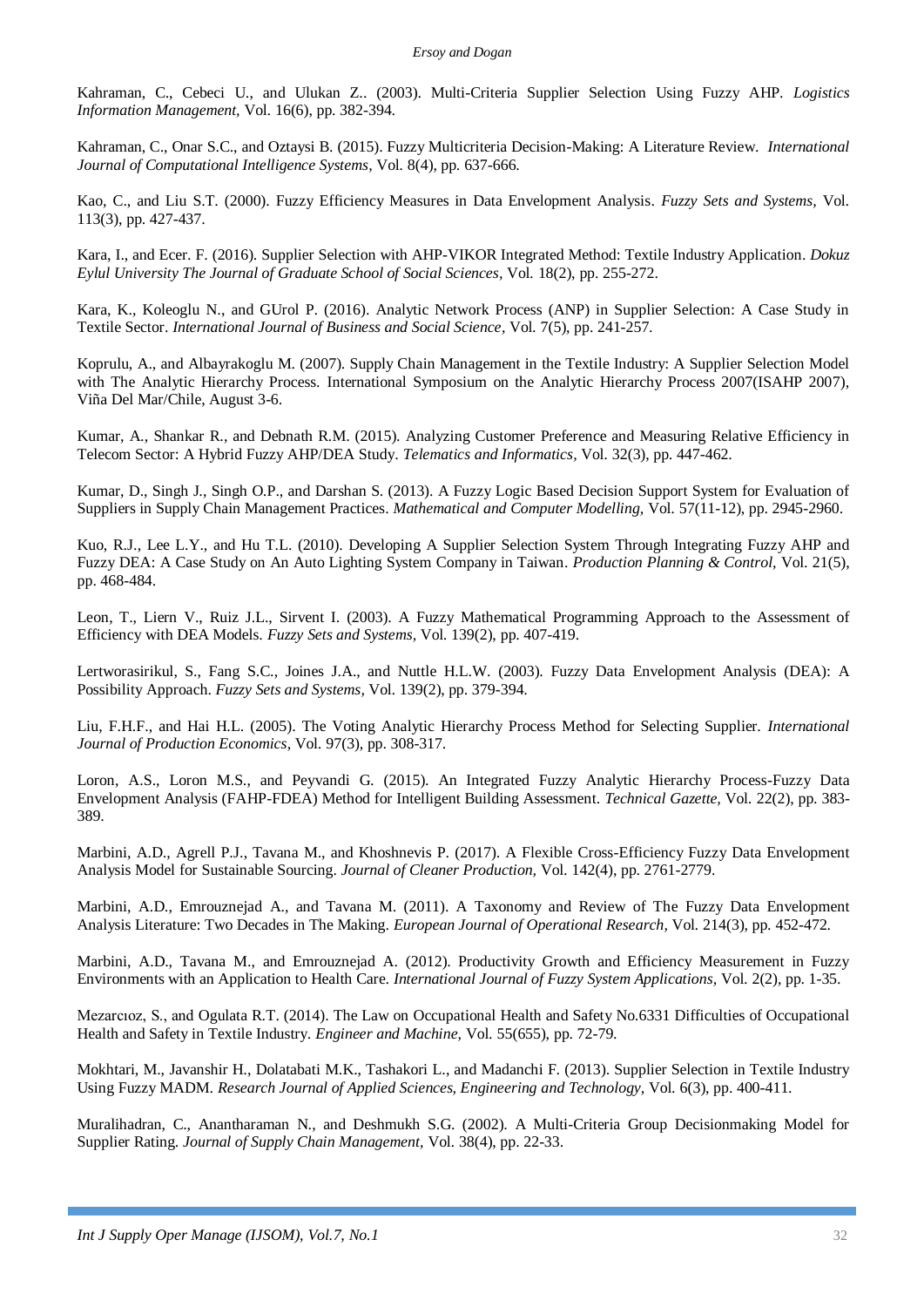Kahraman, C., Cebeci U., and Ulukan Z.. (2003). Multi-Criteria Supplier Selection Using Fuzzy AHP. *Logistics Information Management,* Vol. 16(6), pp. 382-394.

Kahraman, C., Onar S.C., and Oztaysi B. (2015). Fuzzy Multicriteria Decision-Making: A Literature Review. *International Journal of Computational Intelligence Systems,* Vol. 8(4), pp. 637-666.

Kao, C., and Liu S.T. (2000). Fuzzy Efficiency Measures in Data Envelopment Analysis. *Fuzzy Sets and Systems,* Vol. 113(3), pp. 427-437.

Kara, I., and Ecer. F. (2016). Supplier Selection with AHP-VIKOR Integrated Method: Textile Industry Application. *Dokuz Eylul University The Journal of Graduate School of Social Sciences,* Vol. 18(2), pp. 255-272.

Kara, K., Koleoglu N., and GUrol P. (2016). Analytic Network Process (ANP) in Supplier Selection: A Case Study in Textile Sector. *International Journal of Business and Social Science,* Vol. 7(5), pp. 241-257.

Koprulu, A., and Albayrakoglu M. (2007). Supply Chain Management in the Textile Industry: A Supplier Selection Model with The Analytic Hierarchy Process. International Symposium on the Analytic Hierarchy Process 2007(ISAHP 2007), Viña Del Mar/Chile, August 3-6.

Kumar, A., Shankar R., and Debnath R.M. (2015). Analyzing Customer Preference and Measuring Relative Efficiency in Telecom Sector: A Hybrid Fuzzy AHP/DEA Study. *Telematics and Informatics,* Vol. 32(3), pp. 447-462.

Kumar, D., Singh J., Singh O.P., and Darshan S. (2013). A Fuzzy Logic Based Decision Support System for Evaluation of Suppliers in Supply Chain Management Practices. *Mathematical and Computer Modelling,* Vol. 57(11-12), pp. 2945-2960.

Kuo, R.J., Lee L.Y., and Hu T.L. (2010). Developing A Supplier Selection System Through Integrating Fuzzy AHP and Fuzzy DEA: A Case Study on An Auto Lighting System Company in Taiwan. *Production Planning & Control,* Vol. 21(5), pp. 468-484.

Leon, T., Liern V., Ruiz J.L., Sirvent I. (2003). A Fuzzy Mathematical Programming Approach to the Assessment of Efficiency with DEA Models. *Fuzzy Sets and Systems,* Vol. 139(2), pp. 407-419.

Lertworasirikul, S., Fang S.C., Joines J.A., and Nuttle H.L.W. (2003). Fuzzy Data Envelopment Analysis (DEA): A Possibility Approach. *Fuzzy Sets and Systems,* Vol. 139(2), pp. 379-394.

Liu, F.H.F., and Hai H.L. (2005). The Voting Analytic Hierarchy Process Method for Selecting Supplier. *International Journal of Production Economics,* Vol. 97(3), pp. 308-317.

Loron, A.S., Loron M.S., and Peyvandi G. (2015). An Integrated Fuzzy Analytic Hierarchy Process-Fuzzy Data Envelopment Analysis (FAHP-FDEA) Method for Intelligent Building Assessment. *Technical Gazette,* Vol. 22(2), pp. 383-389.

Marbini, A.D., Agrell P.J., Tavana M., and Khoshnevis P. (2017). A Flexible Cross-Efficiency Fuzzy Data Envelopment Analysis Model for Sustainable Sourcing. *Journal of Cleaner Production,* Vol. 142(4), pp. 2761-2779.

Marbini, A.D., Emrouznejad A., and Tavana M. (2011). A Taxonomy and Review of The Fuzzy Data Envelopment Analysis Literature: Two Decades in The Making. *European Journal of Operational Research,* Vol. 214(3), pp. 452-472.

Marbini, A.D., Tavana M., and Emrouznejad A. (2012). Productivity Growth and Efficiency Measurement in Fuzzy Environments with an Application to Health Care. *International Journal of Fuzzy System Applications,* Vol. 2(2), pp. 1-35.

Mezarcıoz, S., and Ogulata R.T. (2014). The Law on Occupational Health and Safety No.6331 Difficulties of Occupational Health and Safety in Textile Industry. *Engineer and Machine,* Vol. 55(655), pp. 72-79.

Mokhtari, M., Javanshir H., Dolatabati M.K., Tashakori L., and Madanchi F. (2013). Supplier Selection in Textile Industry Using Fuzzy MADM. *Research Journal of Applied Sciences, Engineering and Technology,* Vol. 6(3), pp. 400-411.

Muralihadran, C., Anantharaman N., and Deshmukh S.G. (2002). A Multi-Criteria Group Decisionmaking Model for Supplier Rating. *Journal of Supply Chain Management,* Vol. 38(4), pp. 22-33.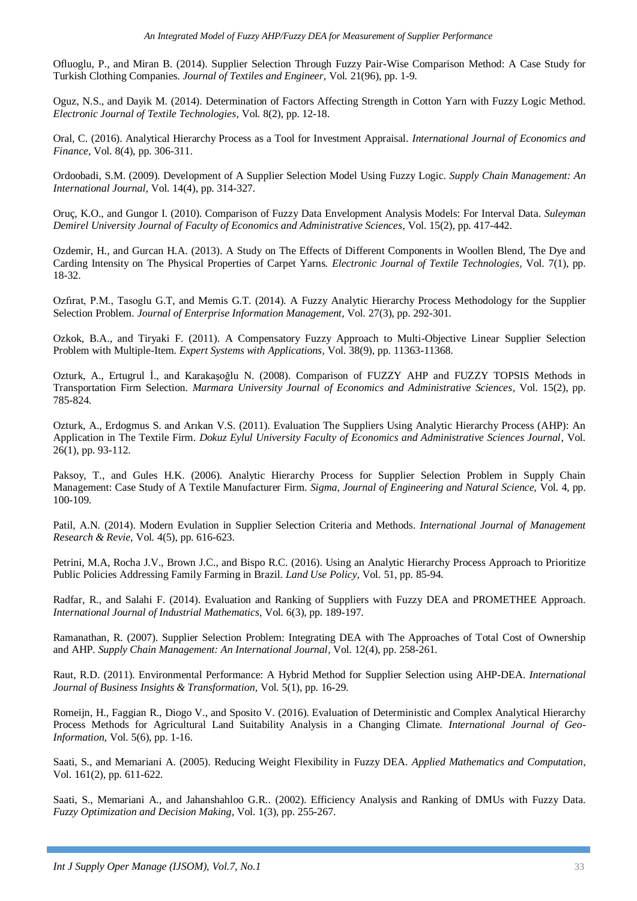Ofluoglu, P., and Miran B. (2014). Supplier Selection Through Fuzzy Pair-Wise Comparison Method: A Case Study for Turkish Clothing Companies. *Journal of Textiles and Engineer*, Vol. 21(96), pp. 1-9.

Oguz, N.S., and Dayik M. (2014). Determination of Factors Affecting Strength in Cotton Yarn with Fuzzy Logic Method. *Electronic Journal of Textile Technologies*, Vol. 8(2), pp. 12-18.

Oral, C. (2016). Analytical Hierarchy Process as a Tool for Investment Appraisal. *International Journal of Economics and Finance*, Vol. 8(4), pp. 306-311.

Ordoobadi, S.M. (2009). Development of A Supplier Selection Model Using Fuzzy Logic. *Supply Chain Management: An International Journal*, Vol. 14(4), pp. 314-327.

Oruç, K.O., and Gungor I. (2010). Comparison of Fuzzy Data Envelopment Analysis Models: For Interval Data. *Suleyman Demirel University Journal of Faculty of Economics and Administrative Sciences*, Vol. 15(2), pp. 417-442.

Ozdemir, H., and Gurcan H.A. (2013). A Study on The Effects of Different Components in Woollen Blend, The Dye and Carding Intensity on The Physical Properties of Carpet Yarns. *Electronic Journal of Textile Technologies*, Vol. 7(1), pp. 18-32.

Ozfırat, P.M., Tasoglu G.T, and Memis G.T. (2014). A Fuzzy Analytic Hierarchy Process Methodology for the Supplier Selection Problem. *Journal of Enterprise Information Management*, Vol. 27(3), pp. 292-301.

Ozkok, B.A., and Tiryaki F. (2011). A Compensatory Fuzzy Approach to Multi-Objective Linear Supplier Selection Problem with Multiple-Item. *Expert Systems with Applications*, Vol. 38(9), pp. 11363-11368.

Ozturk, A., Ertugrul İ., and Karakaşoğlu N. (2008). Comparison of FUZZY AHP and FUZZY TOPSIS Methods in Transportation Firm Selection. *Marmara University Journal of Economics and Administrative Sciences*, Vol. 15(2), pp. 785-824.

Ozturk, A., Erdogmus S. and Arıkan V.S. (2011). Evaluation The Suppliers Using Analytic Hierarchy Process (AHP): An Application in The Textile Firm. *Dokuz Eylul University Faculty of Economics and Administrative Sciences Journal*, Vol. 26(1), pp. 93-112.

Paksoy, T., and Gules H.K. (2006). Analytic Hierarchy Process for Supplier Selection Problem in Supply Chain Management: Case Study of A Textile Manufacturer Firm. *Sigma, Journal of Engineering and Natural Science*, Vol. 4, pp. 100-109.

Patil, A.N. (2014). Modern Evulation in Supplier Selection Criteria and Methods. *International Journal of Management Research & Revie*, Vol. 4(5), pp. 616-623.

Petrini, M.A, Rocha J.V., Brown J.C., and Bispo R.C. (2016). Using an Analytic Hierarchy Process Approach to Prioritize Public Policies Addressing Family Farming in Brazil. *Land Use Policy*, Vol. 51, pp. 85-94.

Radfar, R., and Salahi F. (2014). Evaluation and Ranking of Suppliers with Fuzzy DEA and PROMETHEE Approach. *International Journal of Industrial Mathematics*, Vol. 6(3), pp. 189-197.

Ramanathan, R. (2007). Supplier Selection Problem: Integrating DEA with The Approaches of Total Cost of Ownership and AHP. *Supply Chain Management: An International Journal*, Vol. 12(4), pp. 258-261.

Raut, R.D. (2011). Environmental Performance: A Hybrid Method for Supplier Selection using AHP-DEA. *International Journal of Business Insights & Transformation*, Vol. 5(1), pp. 16-29.

Romeijn, H., Faggian R., Diogo V., and Sposito V. (2016). Evaluation of Deterministic and Complex Analytical Hierarchy Process Methods for Agricultural Land Suitability Analysis in a Changing Climate. *International Journal of Geo-Information*, Vol. 5(6), pp. 1-16.

Saati, S., and Memariani A. (2005). Reducing Weight Flexibility in Fuzzy DEA. *Applied Mathematics and Computation*, Vol. 161(2), pp. 611-622.

Saati, S., Memariani A., and Jahanshahloo G.R.. (2002). Efficiency Analysis and Ranking of DMUs with Fuzzy Data. *Fuzzy Optimization and Decision Making*, Vol. 1(3), pp. 255-267.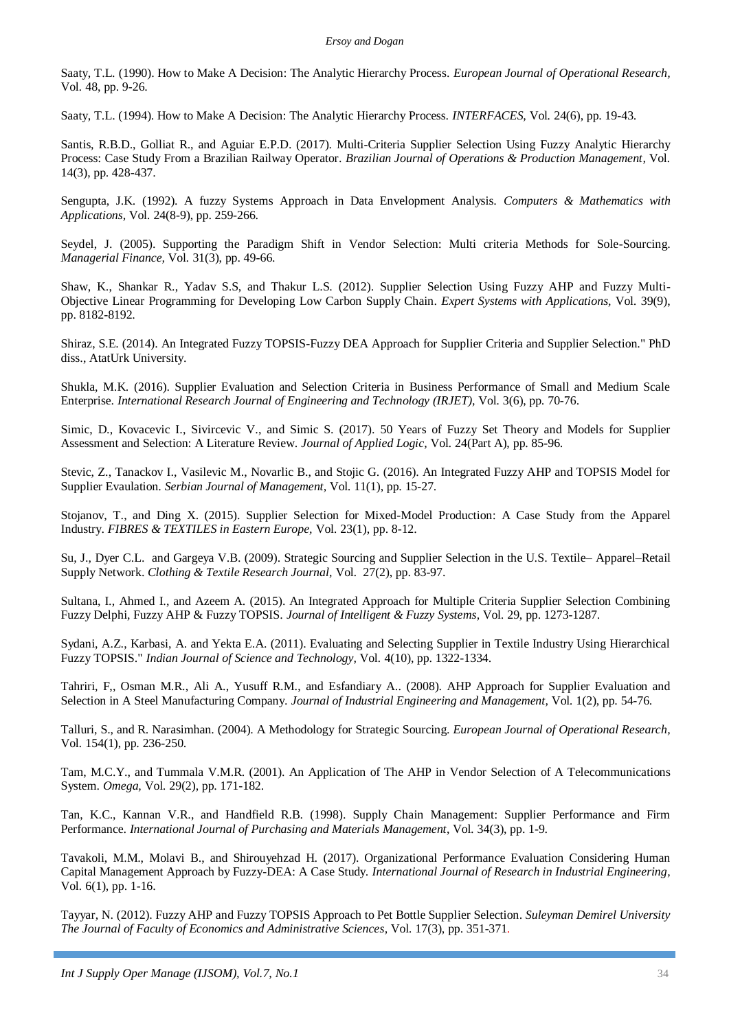Saaty, T.L. (1990). How to Make A Decision: The Analytic Hierarchy Process. *European Journal of Operational Research,* Vol. 48, pp. 9-26.

Saaty, T.L. (1994). How to Make A Decision: The Analytic Hierarchy Process. *INTERFACES,* Vol. 24(6), pp. 19-43.

Santis, R.B.D., Golliat R., and Aguiar E.P.D. (2017). Multi-Criteria Supplier Selection Using Fuzzy Analytic Hierarchy Process: Case Study From a Brazilian Railway Operator. *Brazilian Journal of Operations & Production Management,* Vol. 14(3), pp. 428-437.

Sengupta, J.K. (1992). A fuzzy Systems Approach in Data Envelopment Analysis. *Computers & Mathematics with Applications,* Vol. 24(8-9), pp. 259-266.

Seydel, J. (2005). Supporting the Paradigm Shift in Vendor Selection: Multi criteria Methods for Sole-Sourcing. *Managerial Finance,* Vol. 31(3), pp. 49-66.

Shaw, K., Shankar R., Yadav S.S, and Thakur L.S. (2012). Supplier Selection Using Fuzzy AHP and Fuzzy Multi-Objective Linear Programming for Developing Low Carbon Supply Chain. *Expert Systems with Applications,* Vol. 39(9), pp. 8182-8192.

Shiraz, S.E. (2014). An Integrated Fuzzy TOPSIS-Fuzzy DEA Approach for Supplier Criteria and Supplier Selection." PhD diss., AtatUrk University.

Shukla, M.K. (2016). Supplier Evaluation and Selection Criteria in Business Performance of Small and Medium Scale Enterprise. *International Research Journal of Engineering and Technology (IRJET),* Vol. 3(6), pp. 70-76.

Simic, D., Kovacevic I., Sivircevic V., and Simic S. (2017). 50 Years of Fuzzy Set Theory and Models for Supplier Assessment and Selection: A Literature Review. *Journal of Applied Logic,* Vol. 24(Part A), pp. 85-96.

Stevic, Z., Tanackov I., Vasilevic M., Novarlic B., and Stojic G. (2016). An Integrated Fuzzy AHP and TOPSIS Model for Supplier Evaulation. *Serbian Journal of Management,* Vol. 11(1), pp. 15-27.

Stojanov, T., and Ding X. (2015). Supplier Selection for Mixed-Model Production: A Case Study from the Apparel Industry. *FIBRES & TEXTILES in Eastern Europe,* Vol. 23(1), pp. 8-12.

Su, J., Dyer C.L. and Gargeya V.B. (2009). Strategic Sourcing and Supplier Selection in the U.S. Textile– Apparel–Retail Supply Network. *Clothing & Textile Research Journal,* Vol. 27(2), pp. 83-97.

Sultana, I., Ahmed I., and Azeem A. (2015). An Integrated Approach for Multiple Criteria Supplier Selection Combining Fuzzy Delphi, Fuzzy AHP & Fuzzy TOPSIS. *Journal of Intelligent & Fuzzy Systems,* Vol. 29, pp. 1273-1287.

Sydani, A.Z., Karbasi, A. and Yekta E.A. (2011). Evaluating and Selecting Supplier in Textile Industry Using Hierarchical Fuzzy TOPSIS." *Indian Journal of Science and Technology,* Vol. 4(10), pp. 1322-1334.

Tahriri, F,, Osman M.R., Ali A., Yusuff R.M., and Esfandiary A.. (2008). AHP Approach for Supplier Evaluation and Selection in A Steel Manufacturing Company. *Journal of Industrial Engineering and Management,* Vol. 1(2), pp. 54-76.

Talluri, S., and R. Narasimhan. (2004). A Methodology for Strategic Sourcing. *European Journal of Operational Research,* Vol. 154(1), pp. 236-250.

Tam, M.C.Y., and Tummala V.M.R. (2001). An Application of The AHP in Vendor Selection of A Telecommunications System. *Omega,* Vol. 29(2), pp. 171-182.

Tan, K.C., Kannan V.R., and Handfield R.B. (1998). Supply Chain Management: Supplier Performance and Firm Performance. *International Journal of Purchasing and Materials Management*, Vol. 34(3), pp. 1-9.

Tavakoli, M.M., Molavi B., and Shirouyehzad H. (2017). Organizational Performance Evaluation Considering Human Capital Management Approach by Fuzzy-DEA: A Case Study. *International Journal of Research in Industrial Engineering,* Vol. 6(1), pp. 1-16.

Tayyar, N. (2012). Fuzzy AHP and Fuzzy TOPSIS Approach to Pet Bottle Supplier Selection. *Suleyman Demirel University The Journal of Faculty of Economics and Administrative Sciences,* Vol. 17(3), pp. 351-371.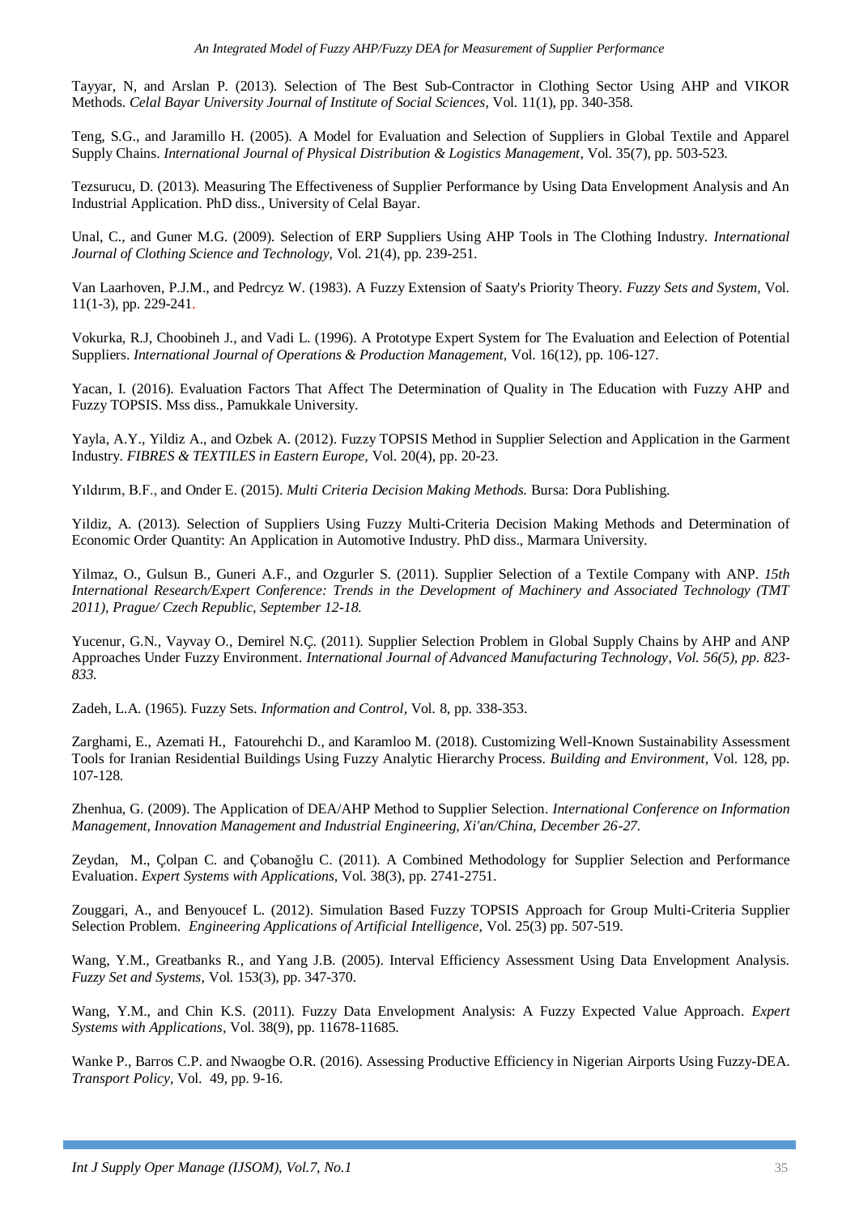Tayyar, N, and Arslan P. (2013). Selection of The Best Sub-Contractor in Clothing Sector Using AHP and VIKOR Methods. *Celal Bayar University Journal of Institute of Social Sciences*, Vol. 11(1), pp. 340-358.

Teng, S.G., and Jaramillo H. (2005). A Model for Evaluation and Selection of Suppliers in Global Textile and Apparel Supply Chains. *International Journal of Physical Distribution & Logistics Management*, Vol. 35(7), pp. 503-523.

Tezsurucu, D. (2013). Measuring The Effectiveness of Supplier Performance by Using Data Envelopment Analysis and An Industrial Application. PhD diss., University of Celal Bayar.

Unal, C., and Guner M.G. (2009). Selection of ERP Suppliers Using AHP Tools in The Clothing Industry. *International Journal of Clothing Science and Technology,* Vol. *2*1(4), pp. 239-251.

Van Laarhoven, P.J.M., and Pedrcyz W. (1983). A Fuzzy Extension of Saaty's Priority Theory. *Fuzzy Sets and System,* Vol. 11(1-3), pp. 229-241.

Vokurka, R.J, Choobineh J., and Vadi L. (1996). A Prototype Expert System for The Evaluation and Eelection of Potential Suppliers. *International Journal of Operations & Production Management,* Vol. 16(12), pp. 106-127.

Yacan, I. (2016). Evaluation Factors That Affect The Determination of Quality in The Education with Fuzzy AHP and Fuzzy TOPSIS. Mss diss., Pamukkale University.

Yayla, A.Y., Yildiz A., and Ozbek A. (2012). Fuzzy TOPSIS Method in Supplier Selection and Application in the Garment Industry. *FIBRES & TEXTILES in Eastern Europe,* Vol. 20(4), pp. 20-23.

Yıldırım, B.F., and Onder E. (2015). *Multi Criteria Decision Making Methods.* Bursa: Dora Publishing.

Yildiz, A. (2013). Selection of Suppliers Using Fuzzy Multi-Criteria Decision Making Methods and Determination of Economic Order Quantity: An Application in Automotive Industry. PhD diss., Marmara University.

Yilmaz, O., Gulsun B., Guneri A.F., and Ozgurler S. (2011). Supplier Selection of a Textile Company with ANP. *15th International Research/Expert Conference: Trends in the Development of Machinery and Associated Technology (TMT 2011), Prague/ Czech Republic, September 12-18.*

Yucenur, G.N., Vayvay O., Demirel N.Ç. (2011). Supplier Selection Problem in Global Supply Chains by AHP and ANP Approaches Under Fuzzy Environment. *International Journal of Advanced Manufacturing Technology, Vol. 56(5), pp. 823-833.*

Zadeh, L.A. (1965). Fuzzy Sets. *Information and Control*, Vol. 8, pp. 338-353.

Zarghami, E., Azemati H., Fatourehchi D., and Karamloo M. (2018). Customizing Well-Known Sustainability Assessment Tools for Iranian Residential Buildings Using Fuzzy Analytic Hierarchy Process. *Building and Environment*, Vol. 128, pp. 107-128.

Zhenhua, G. (2009). The Application of DEA/AHP Method to Supplier Selection. *International Conference on Information Management, Innovation Management and Industrial Engineering, Xi'an/China, December 26-27.*

Zeydan, M., Çolpan C. and Çobanoğlu C. (2011). A Combined Methodology for Supplier Selection and Performance Evaluation. *Expert Systems with Applications,* Vol. 38(3), pp. 2741-2751.

Zouggari, A., and Benyoucef L. (2012). Simulation Based Fuzzy TOPSIS Approach for Group Multi-Criteria Supplier Selection Problem. *Engineering Applications of Artificial Intelligence*, Vol. 25(3) pp. 507-519.

Wang, Y.M., Greatbanks R., and Yang J.B. (2005). Interval Efficiency Assessment Using Data Envelopment Analysis. *Fuzzy Set and Systems,* Vol. 153(3), pp. 347-370.

Wang, Y.M., and Chin K.S. (2011). Fuzzy Data Envelopment Analysis: A Fuzzy Expected Value Approach. *Expert Systems with Applications*, Vol. 38(9), pp. 11678-11685.

Wanke P., Barros C.P. and Nwaogbe O.R. (2016). Assessing Productive Efficiency in Nigerian Airports Using Fuzzy-DEA. *Transport Policy,* Vol. 49, pp. 9-16.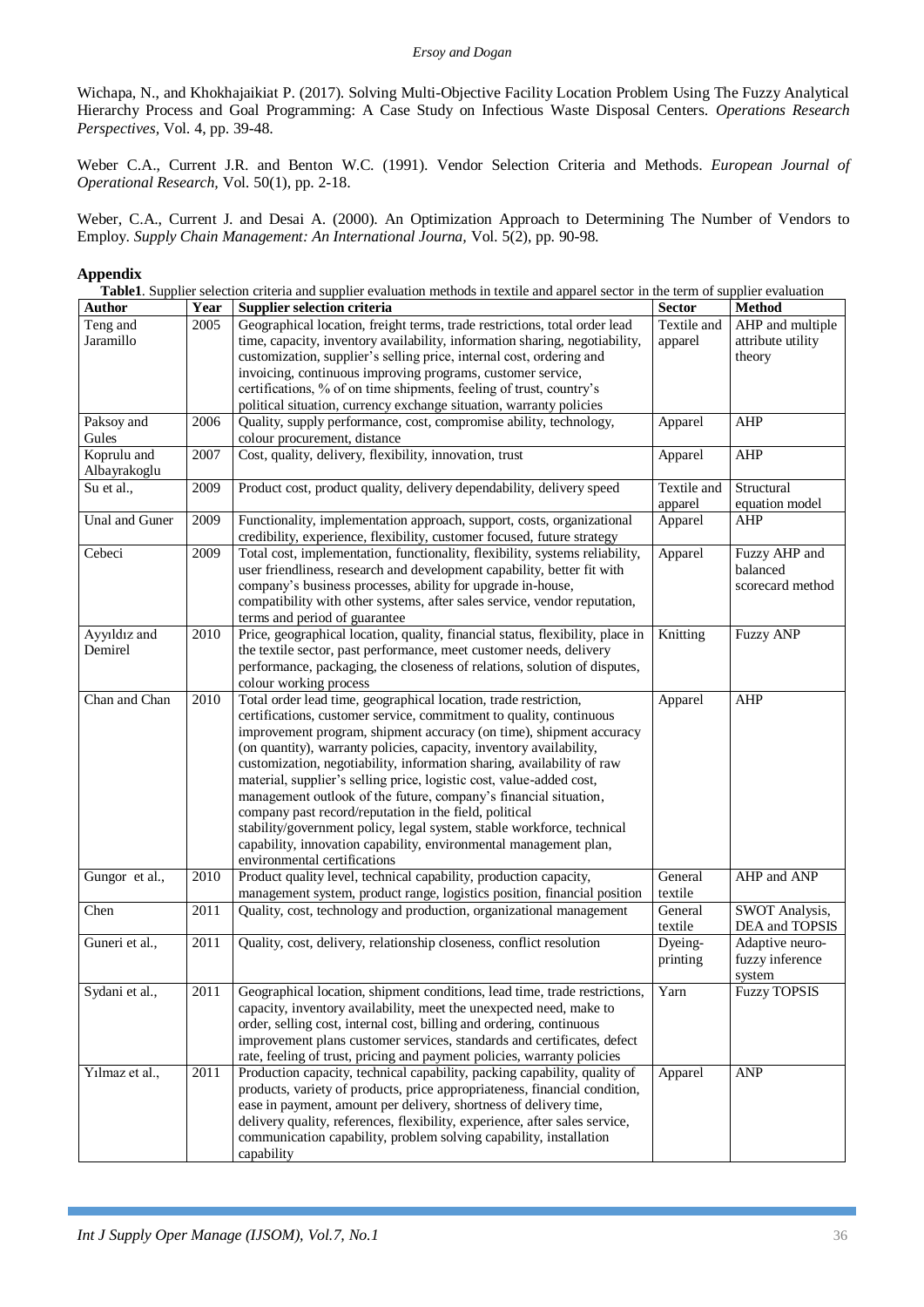Wichapa, N., and Khokhajaikiat P. (2017). Solving Multi-Objective Facility Location Problem Using The Fuzzy Analytical Hierarchy Process and Goal Programming: A Case Study on Infectious Waste Disposal Centers. *Operations Research Perspectives*, Vol. 4, pp. 39-48.

Weber C.A., Current J.R. and Benton W.C. (1991). Vendor Selection Criteria and Methods. *European Journal of Operational Research,* Vol. 50(1), pp. 2-18.

Weber, C.A., Current J. and Desai A. (2000). An Optimization Approach to Determining The Number of Vendors to Employ. *Supply Chain Management: An International Journa,* Vol. 5(2), pp. 90-98.

## Appendix

**Table1**. Supplier selection criteria and supplier evaluation methods in textile and apparel sector in the term of supplier evaluation

| Author | Year | Supplier selection criteria | Sector | Method |
|---|---|---|---|---|
| Teng and Jaramillo | 2005 | Geographical location, freight terms, trade restrictions, total order lead time, capacity, inventory availability, information sharing, negotiability, customization, supplier's selling price, internal cost, ordering and invoicing, continuous improving programs, customer service, certifications, % of on time shipments, feeling of trust, country's political situation, currency exchange situation, warranty policies | Textile and apparel | AHP and multiple attribute utility theory |
| Paksoy and Gules | 2006 | Quality, supply performance, cost, compromise ability, technology, colour procurement, distance | Apparel | AHP |
| Koprulu and Albayrakoglu | 2007 | Cost, quality, delivery, flexibility, innovation, trust | Apparel | AHP |
| Su et al., | 2009 | Product cost, product quality, delivery dependability, delivery speed | Textile and apparel | Structural equation model |
| Unal and Guner | 2009 | Functionality, implementation approach, support, costs, organizational credibility, experience, flexibility, customer focused, future strategy | Apparel | AHP |
| Cebeci | 2009 | Total cost, implementation, functionality, flexibility, systems reliability, user friendliness, research and development capability, better fit with company's business processes, ability for upgrade in-house, compatibility with other systems, after sales service, vendor reputation, terms and period of guarantee | Apparel | Fuzzy AHP and balanced scorecard method |
| Ayyıldız and Demirel | 2010 | Price, geographical location, quality, financial status, flexibility, place in the textile sector, past performance, meet customer needs, delivery performance, packaging, the closeness of relations, solution of disputes, colour working process | Knitting | Fuzzy ANP |
| Chan and Chan | 2010 | Total order lead time, geographical location, trade restriction, certifications, customer service, commitment to quality, continuous improvement program, shipment accuracy (on time), shipment accuracy (on quantity), warranty policies, capacity, inventory availability, customization, negotiability, information sharing, availability of raw material, supplier's selling price, logistic cost, value-added cost, management outlook of the future, company's financial situation, company past record/reputation in the field, political stability/government policy, legal system, stable workforce, technical capability, innovation capability, environmental management plan, environmental certifications | Apparel | AHP |
| Gungor et al., | 2010 | Product quality level, technical capability, production capacity, management system, product range, logistics position, financial position | General textile | AHP and ANP |
| Chen | 2011 | Quality, cost, technology and production, organizational management | General textile | SWOT Analysis, DEA and TOPSIS |
| Guneri et al., | 2011 | Quality, cost, delivery, relationship closeness, conflict resolution | Dyeing-printing | Adaptive neuro-fuzzy inference system |
| Sydani et al., | 2011 | Geographical location, shipment conditions, lead time, trade restrictions, capacity, inventory availability, meet the unexpected need, make to order, selling cost, internal cost, billing and ordering, continuous improvement plans customer services, standards and certificates, defect rate, feeling of trust, pricing and payment policies, warranty policies | Yarn | Fuzzy TOPSIS |
| Yılmaz et al., | 2011 | Production capacity, technical capability, packing capability, quality of products, variety of products, price appropriateness, financial condition, ease in payment, amount per delivery, shortness of delivery time, delivery quality, references, flexibility, experience, after sales service, communication capability, problem solving capability, installation capability | Apparel | ANP |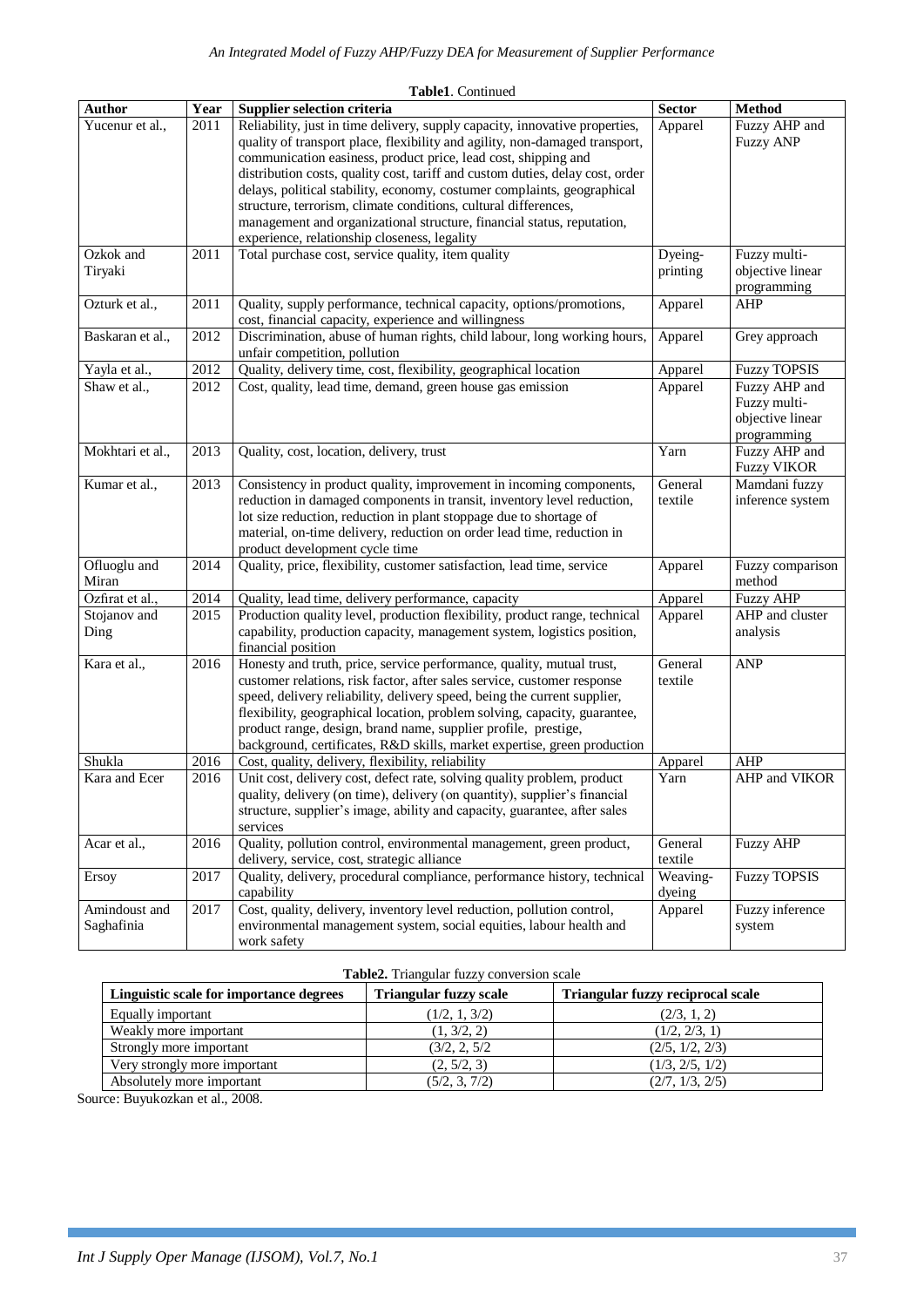**Table1**. Continued

| Author | Year | Supplier selection criteria | Sector | Method |
|---|---|---|---|---|
| Yucenur et al., | 2011 | Reliability, just in time delivery, supply capacity, innovative properties, quality of transport place, flexibility and agility, non-damaged transport, communication easiness, product price, lead cost, shipping and distribution costs, quality cost, tariff and custom duties, delay cost, order delays, political stability, economy, costumer complaints, geographical structure, terrorism, climate conditions, cultural differences, management and organizational structure, financial status, reputation, experience, relationship closeness, legality | Apparel | Fuzzy AHP and Fuzzy ANP |
| Ozkok and Tiryaki | 2011 | Total purchase cost, service quality, item quality | Dyeing-printing | Fuzzy multi-objective linear programming |
| Ozturk et al., | 2011 | Quality, supply performance, technical capacity, options/promotions, cost, financial capacity, experience and willingness | Apparel | AHP |
| Baskaran et al., | 2012 | Discrimination, abuse of human rights, child labour, long working hours, unfair competition, pollution | Apparel | Grey approach |
| Yayla et al., | 2012 | Quality, delivery time, cost, flexibility, geographical location | Apparel | Fuzzy TOPSIS |
| Shaw et al., | 2012 | Cost, quality, lead time, demand, green house gas emission | Apparel | Fuzzy AHP and Fuzzy multi-objective linear programming |
| Mokhtari et al., | 2013 | Quality, cost, location, delivery, trust | Yarn | Fuzzy AHP and Fuzzy VIKOR |
| Kumar et al., | 2013 | Consistency in product quality, improvement in incoming components, reduction in damaged components in transit, inventory level reduction, lot size reduction, reduction in plant stoppage due to shortage of material, on-time delivery, reduction on order lead time, reduction in product development cycle time | General textile | Mamdani fuzzy inference system |
| Ofluoglu and Miran | 2014 | Quality, price, flexibility, customer satisfaction, lead time, service | Apparel | Fuzzy comparison method |
| Ozfirat et al., | 2014 | Quality, lead time, delivery performance, capacity | Apparel | Fuzzy AHP |
| Stojanov and Ding | 2015 | Production quality level, production flexibility, product range, technical capability, production capacity, management system, logistics position, financial position | Apparel | AHP and cluster analysis |
| Kara et al., | 2016 | Honesty and truth, price, service performance, quality, mutual trust, customer relations, risk factor, after sales service, customer response speed, delivery reliability, delivery speed, being the current supplier, flexibility, geographical location, problem solving, capacity, guarantee, product range, design, brand name, supplier profile, prestige, background, certificates, R&D skills, market expertise, green production | General textile | ANP |
| Shukla | 2016 | Cost, quality, delivery, flexibility, reliability | Apparel | AHP |
| Kara and Ecer | 2016 | Unit cost, delivery cost, defect rate, solving quality problem, product quality, delivery (on time), delivery (on quantity), supplier's financial structure, supplier's image, ability and capacity, guarantee, after sales services | Yarn | AHP and VIKOR |
| Acar et al., | 2016 | Quality, pollution control, environmental management, green product, delivery, service, cost, strategic alliance | General textile | Fuzzy AHP |
| Ersoy | 2017 | Quality, delivery, procedural compliance, performance history, technical capability | Weaving-dyeing | Fuzzy TOPSIS |
| Amindoust and Saghafinia | 2017 | Cost, quality, delivery, inventory level reduction, pollution control, environmental management system, social equities, labour health and work safety | Apparel | Fuzzy inference system |

**Table2.** Triangular fuzzy conversion scale

| Linguistic scale for importance degrees | Triangular fuzzy scale | Triangular fuzzy reciprocal scale |
|---|---|---|
| Equally important | (1/2, 1, 3/2) | (2/3, 1, 2) |
| Weakly more important | (1, 3/2, 2) | (1/2, 2/3, 1) |
| Strongly more important | (3/2, 2, 5/2 | (2/5, 1/2, 2/3) |
| Very strongly more important | (2, 5/2, 3) | (1/3, 2/5, 1/2) |
| Absolutely more important | (5/2, 3, 7/2) | (2/7, 1/3, 2/5) |

Source: Buyukozkan et al., 2008.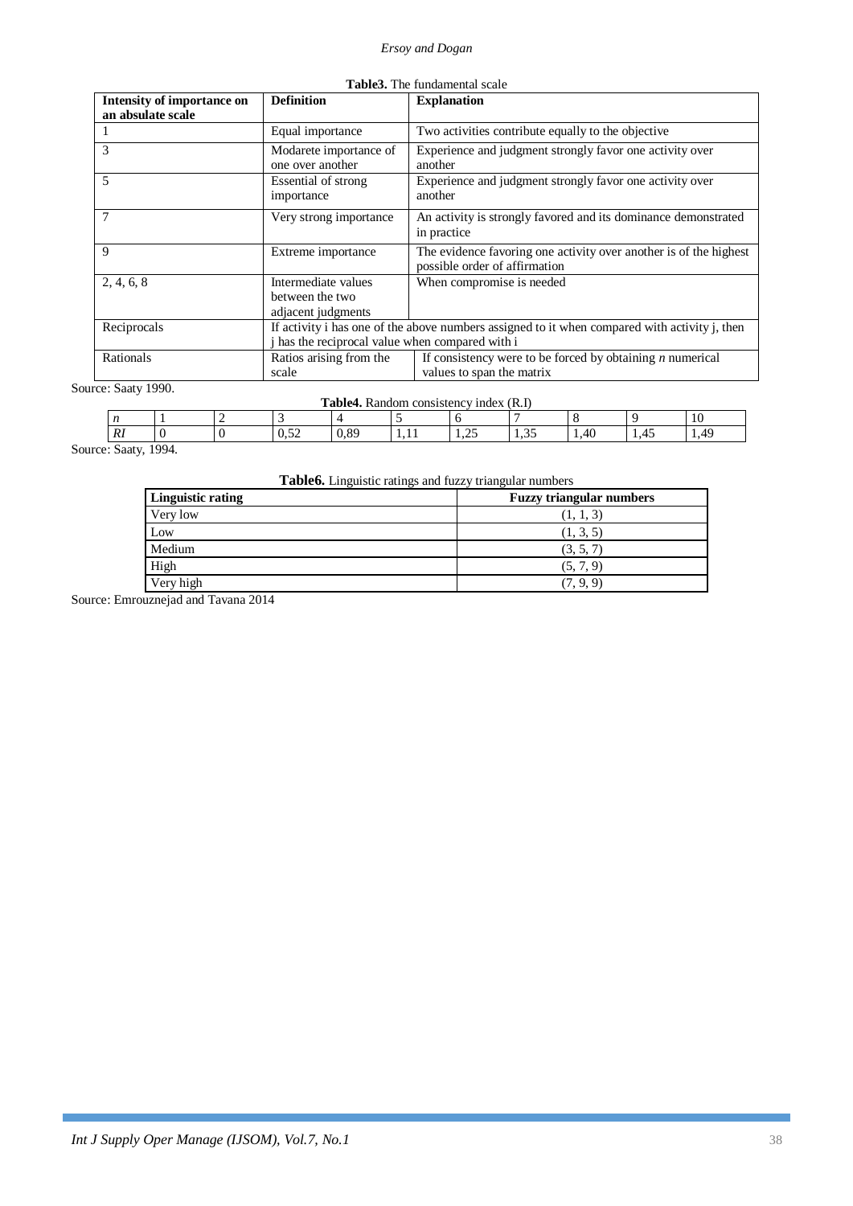**Table3.** The fundamental scale

| Intensity of importance on an absulate scale | Definition | Explanation |
|---|---|---|
| 1 | Equal importance | Two activities contribute equally to the objective |
| 3 | Modarete importance of one over another | Experience and judgment strongly favor one activity over another |
| 5 | Essential of strong importance | Experience and judgment strongly favor one activity over another |
| 7 | Very strong importance | An activity is strongly favored and its dominance demonstrated in practice |
| 9 | Extreme importance | The evidence favoring one activity over another is of the highest possible order of affirmation |
| 2, 4, 6, 8 | Intermediate values between the two adjacent judgments | When compromise is needed |
| Reciprocals | If activity i has one of the above numbers assigned to it when compared with activity j, then j has the reciprocal value when compared with i | |
| Rationals | Ratios arising from the scale | If consistency were to be forced by obtaining *n* numerical values to span the matrix |

Source: Saaty 1990.

**Table4.** Random consistency index (R.I)

| *n* | 1 | 2 | 3 | 4 | 5 | 6 | 7 | 8 | 9 | 10 |
|---|---|---|---|---|---|---|---|---|---|---|
| *RI* | 0 | 0 | 0,52 | 0,89 | 1,11 | 1,25 | 1,35 | 1,40 | 1,45 | 1,49 |

Source: Saaty, 1994.

**Table6.** Linguistic ratings and fuzzy triangular numbers

| Linguistic rating | Fuzzy triangular numbers |
|---|---|
| Very low | (1, 1, 3) |
| Low | (1, 3, 5) |
| Medium | (3, 5, 7) |
| High | (5, 7, 9) |
| Very high | (7, 9, 9) |

Source: Emrouznejad and Tavana 2014